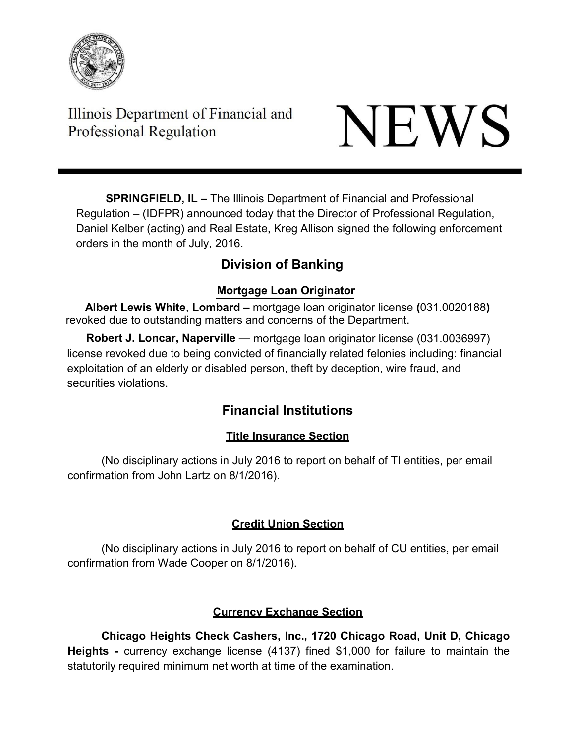Illinois Department of Financial and Professional Regulation

# NEWS

**SPRINGFIELD, IL –** The Illinois Department of Financial and Professional Regulation – (IDFPR) announced today that the Director of Professional Regulation, Daniel Kelber (acting) and Real Estate, Kreg Allison signed the following enforcement orders in the month of July, 2016.

## Division of Banking

### Mortgage Loan Originator

**Albert Lewis White**, **Lombard –** mortgage loan originator license **(**031.0020188**)** revoked due to outstanding matters and concerns of the Department.

**Robert J. Loncar, Naperville** — mortgage loan originator license (031.0036997) license revoked due to being convicted of financially related felonies including: financial exploitation of an elderly or disabled person, theft by deception, wire fraud, and securities violations.

## Financial Institutions

### Title Insurance Section

(No disciplinary actions in July 2016 to report on behalf of TI entities, per email confirmation from John Lartz on 8/1/2016).

### Credit Union Section

(No disciplinary actions in July 2016 to report on behalf of CU entities, per email confirmation from Wade Cooper on 8/1/2016).

### Currency Exchange Section

**Chicago Heights Check Cashers, Inc., 1720 Chicago Road, Unit D, Chicago Heights -** currency exchange license (4137) fined $1,000 for failure to maintain the statutorily required minimum net worth at time of the examination.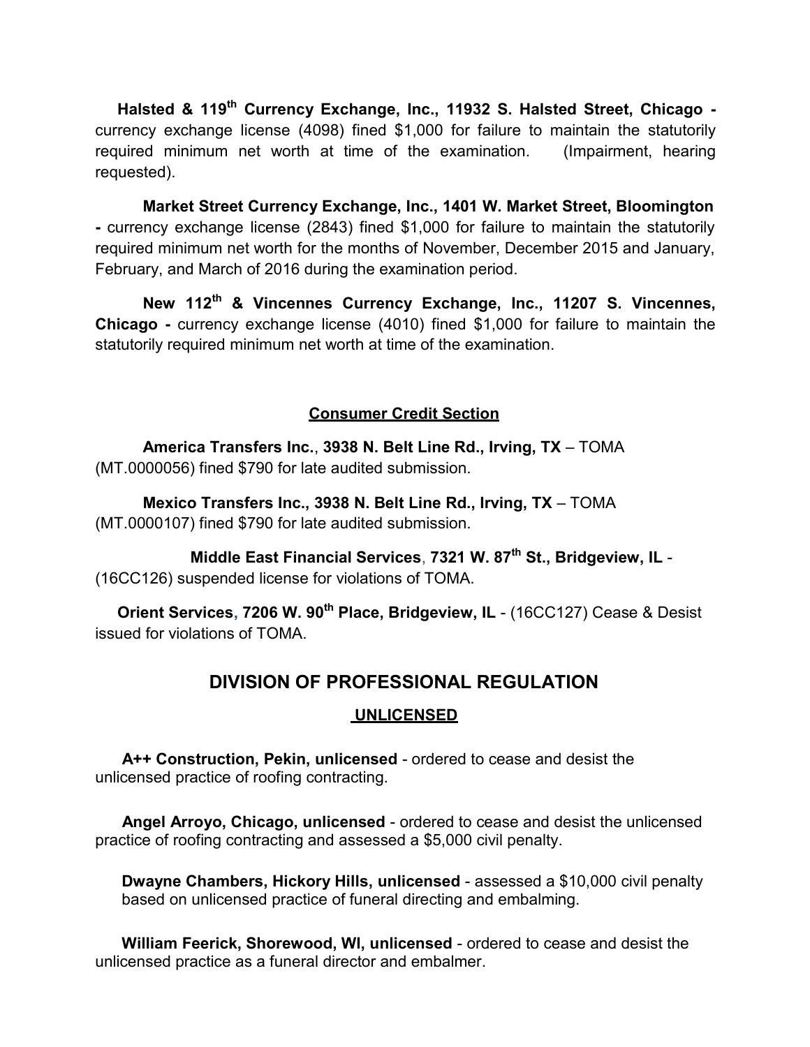**Halsted & 119th Currency Exchange, Inc., 11932 S. Halsted Street, Chicago -** currency exchange license (4098) fined $1,000 for failure to maintain the statutorily required minimum net worth at time of the examination. (Impairment, hearing requested).

**Market Street Currency Exchange, Inc., 1401 W. Market Street, Bloomington -** currency exchange license (2843) fined $1,000 for failure to maintain the statutorily required minimum net worth for the months of November, December 2015 and January, February, and March of 2016 during the examination period.

**New 112th & Vincennes Currency Exchange, Inc., 11207 S. Vincennes, Chicago -** currency exchange license (4010) fined $1,000 for failure to maintain the statutorily required minimum net worth at time of the examination.

## Consumer Credit Section

**America Transfers Inc.**, **3938 N. Belt Line Rd., Irving, TX** – TOMA (MT.0000056) fined $790 for late audited submission.

**Mexico Transfers Inc., 3938 N. Belt Line Rd., Irving, TX** – TOMA (MT.0000107) fined $790 for late audited submission.

**Middle East Financial Services, 7321 W. 87th St., Bridgeview, IL** - (16CC126) suspended license for violations of TOMA.

**Orient Services, 7206 W. 90th Place, Bridgeview, IL** - (16CC127) Cease & Desist issued for violations of TOMA.

# DIVISION OF PROFESSIONAL REGULATION

## UNLICENSED

**A++ Construction, Pekin, unlicensed** - ordered to cease and desist the unlicensed practice of roofing contracting.

**Angel Arroyo, Chicago, unlicensed** - ordered to cease and desist the unlicensed practice of roofing contracting and assessed a $5,000 civil penalty.

**Dwayne Chambers, Hickory Hills, unlicensed** - assessed a $10,000 civil penalty based on unlicensed practice of funeral directing and embalming.

**William Feerick, Shorewood, WI, unlicensed** - ordered to cease and desist the unlicensed practice as a funeral director and embalmer.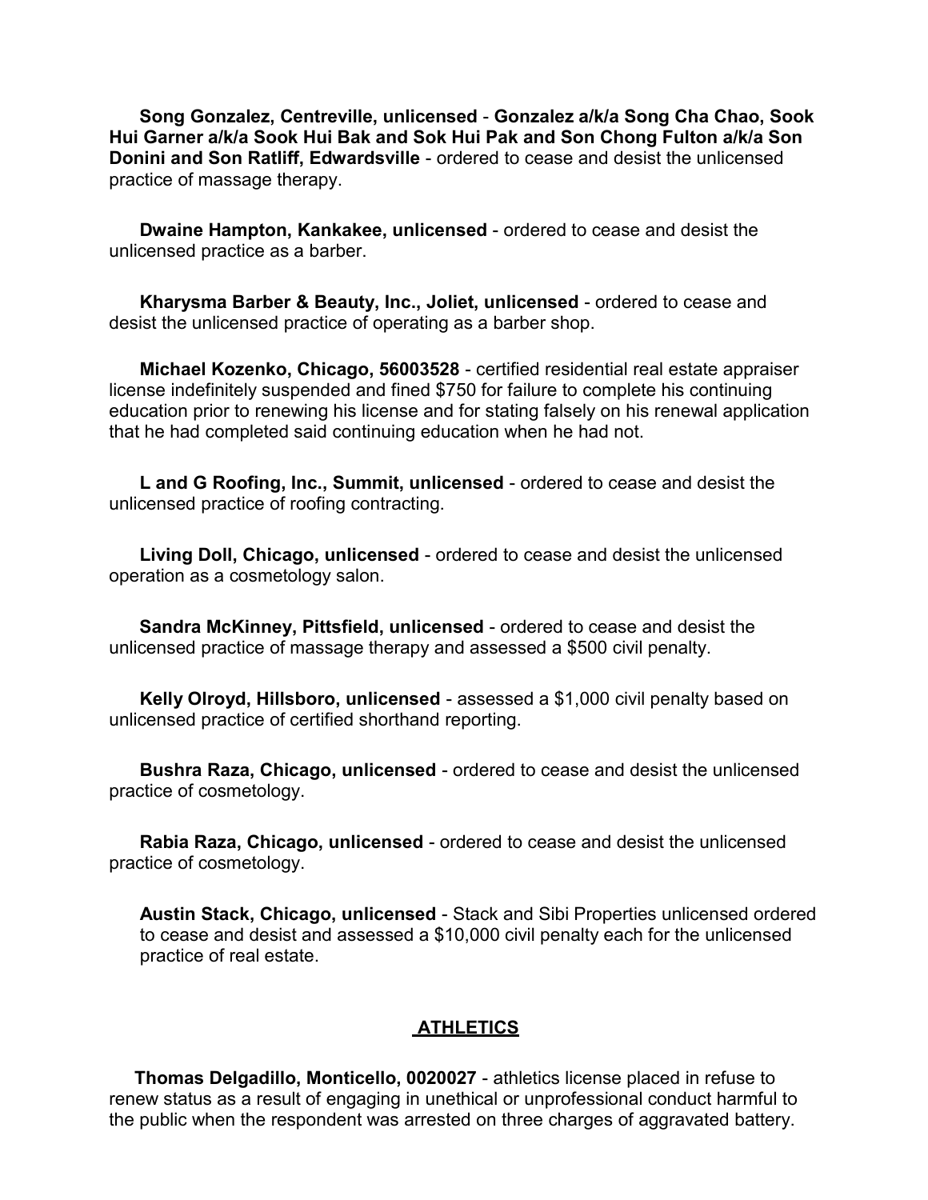**Song Gonzalez, Centreville, unlicensed** - **Gonzalez a/k/a Song Cha Chao, Sook Hui Garner a/k/a Sook Hui Bak and Sok Hui Pak and Son Chong Fulton a/k/a Son Donini and Son Ratliff, Edwardsville** - ordered to cease and desist the unlicensed practice of massage therapy.

**Dwaine Hampton, Kankakee, unlicensed** - ordered to cease and desist the unlicensed practice as a barber.

**Kharysma Barber & Beauty, Inc., Joliet, unlicensed** - ordered to cease and desist the unlicensed practice of operating as a barber shop.

**Michael Kozenko, Chicago, 56003528** - certified residential real estate appraiser license indefinitely suspended and fined $750 for failure to complete his continuing education prior to renewing his license and for stating falsely on his renewal application that he had completed said continuing education when he had not.

**L and G Roofing, Inc., Summit, unlicensed** - ordered to cease and desist the unlicensed practice of roofing contracting.

**Living Doll, Chicago, unlicensed** - ordered to cease and desist the unlicensed operation as a cosmetology salon.

**Sandra McKinney, Pittsfield, unlicensed** - ordered to cease and desist the unlicensed practice of massage therapy and assessed a $500 civil penalty.

**Kelly Olroyd, Hillsboro, unlicensed** - assessed a $1,000 civil penalty based on unlicensed practice of certified shorthand reporting.

**Bushra Raza, Chicago, unlicensed** - ordered to cease and desist the unlicensed practice of cosmetology.

**Rabia Raza, Chicago, unlicensed** - ordered to cease and desist the unlicensed practice of cosmetology.

**Austin Stack, Chicago, unlicensed** - Stack and Sibi Properties unlicensed ordered to cease and desist and assessed a $10,000 civil penalty each for the unlicensed practice of real estate.

## ATHLETICS

**Thomas Delgadillo, Monticello, 0020027** - athletics license placed in refuse to renew status as a result of engaging in unethical or unprofessional conduct harmful to the public when the respondent was arrested on three charges of aggravated battery.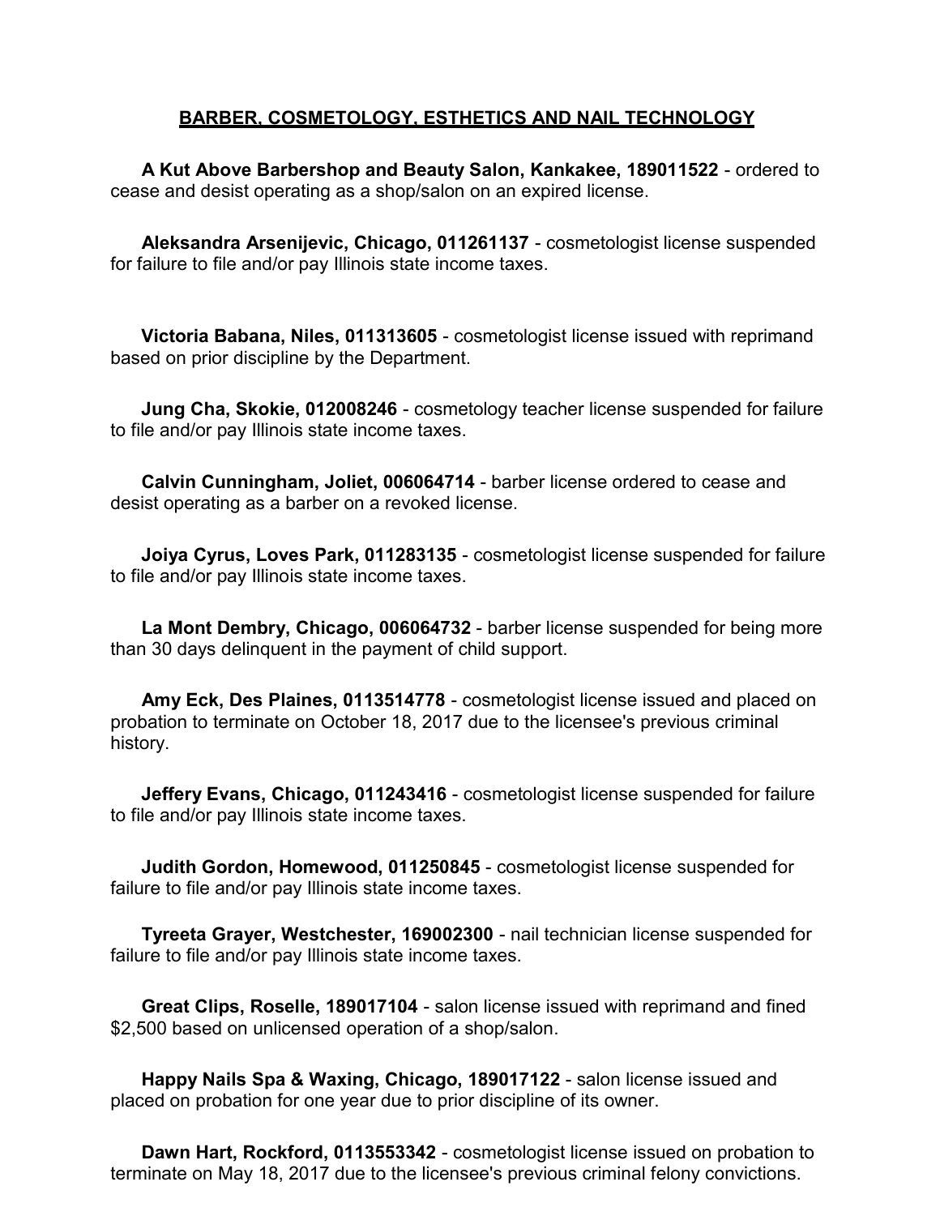## BARBER, COSMETOLOGY, ESTHETICS AND NAIL TECHNOLOGY

**A Kut Above Barbershop and Beauty Salon, Kankakee, 189011522** - ordered to cease and desist operating as a shop/salon on an expired license.

**Aleksandra Arsenijevic, Chicago, 011261137** - cosmetologist license suspended for failure to file and/or pay Illinois state income taxes.

**Victoria Babana, Niles, 011313605** - cosmetologist license issued with reprimand based on prior discipline by the Department.

**Jung Cha, Skokie, 012008246** - cosmetology teacher license suspended for failure to file and/or pay Illinois state income taxes.

**Calvin Cunningham, Joliet, 006064714** - barber license ordered to cease and desist operating as a barber on a revoked license.

**Joiya Cyrus, Loves Park, 011283135** - cosmetologist license suspended for failure to file and/or pay Illinois state income taxes.

**La Mont Dembry, Chicago, 006064732** - barber license suspended for being more than 30 days delinquent in the payment of child support.

**Amy Eck, Des Plaines, 0113514778** - cosmetologist license issued and placed on probation to terminate on October 18, 2017 due to the licensee's previous criminal history.

**Jeffery Evans, Chicago, 011243416** - cosmetologist license suspended for failure to file and/or pay Illinois state income taxes.

**Judith Gordon, Homewood, 011250845** - cosmetologist license suspended for failure to file and/or pay Illinois state income taxes.

**Tyreeta Grayer, Westchester, 169002300** - nail technician license suspended for failure to file and/or pay Illinois state income taxes.

**Great Clips, Roselle, 189017104** - salon license issued with reprimand and fined $2,500 based on unlicensed operation of a shop/salon.

**Happy Nails Spa & Waxing, Chicago, 189017122** - salon license issued and placed on probation for one year due to prior discipline of its owner.

**Dawn Hart, Rockford, 0113553342** - cosmetologist license issued on probation to terminate on May 18, 2017 due to the licensee's previous criminal felony convictions.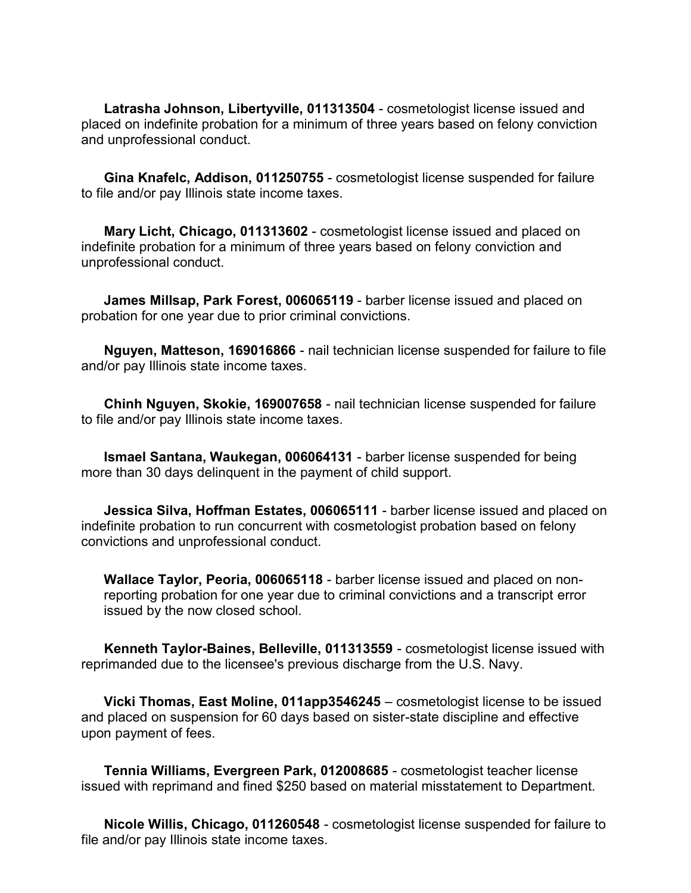**Latrasha Johnson, Libertyville, 011313504** - cosmetologist license issued and placed on indefinite probation for a minimum of three years based on felony conviction and unprofessional conduct.

**Gina Knafelc, Addison, 011250755** - cosmetologist license suspended for failure to file and/or pay Illinois state income taxes.

**Mary Licht, Chicago, 011313602** - cosmetologist license issued and placed on indefinite probation for a minimum of three years based on felony conviction and unprofessional conduct.

**James Millsap, Park Forest, 006065119** - barber license issued and placed on probation for one year due to prior criminal convictions.

**Nguyen, Matteson, 169016866** - nail technician license suspended for failure to file and/or pay Illinois state income taxes.

**Chinh Nguyen, Skokie, 169007658** - nail technician license suspended for failure to file and/or pay Illinois state income taxes.

**Ismael Santana, Waukegan, 006064131** - barber license suspended for being more than 30 days delinquent in the payment of child support.

**Jessica Silva, Hoffman Estates, 006065111** - barber license issued and placed on indefinite probation to run concurrent with cosmetologist probation based on felony convictions and unprofessional conduct.

**Wallace Taylor, Peoria, 006065118** - barber license issued and placed on non-reporting probation for one year due to criminal convictions and a transcript error issued by the now closed school.

**Kenneth Taylor-Baines, Belleville, 011313559** - cosmetologist license issued with reprimanded due to the licensee's previous discharge from the U.S. Navy.

**Vicki Thomas, East Moline, 011app3546245** – cosmetologist license to be issued and placed on suspension for 60 days based on sister-state discipline and effective upon payment of fees.

**Tennia Williams, Evergreen Park, 012008685** - cosmetologist teacher license issued with reprimand and fined $250 based on material misstatement to Department.

**Nicole Willis, Chicago, 011260548** - cosmetologist license suspended for failure to file and/or pay Illinois state income taxes.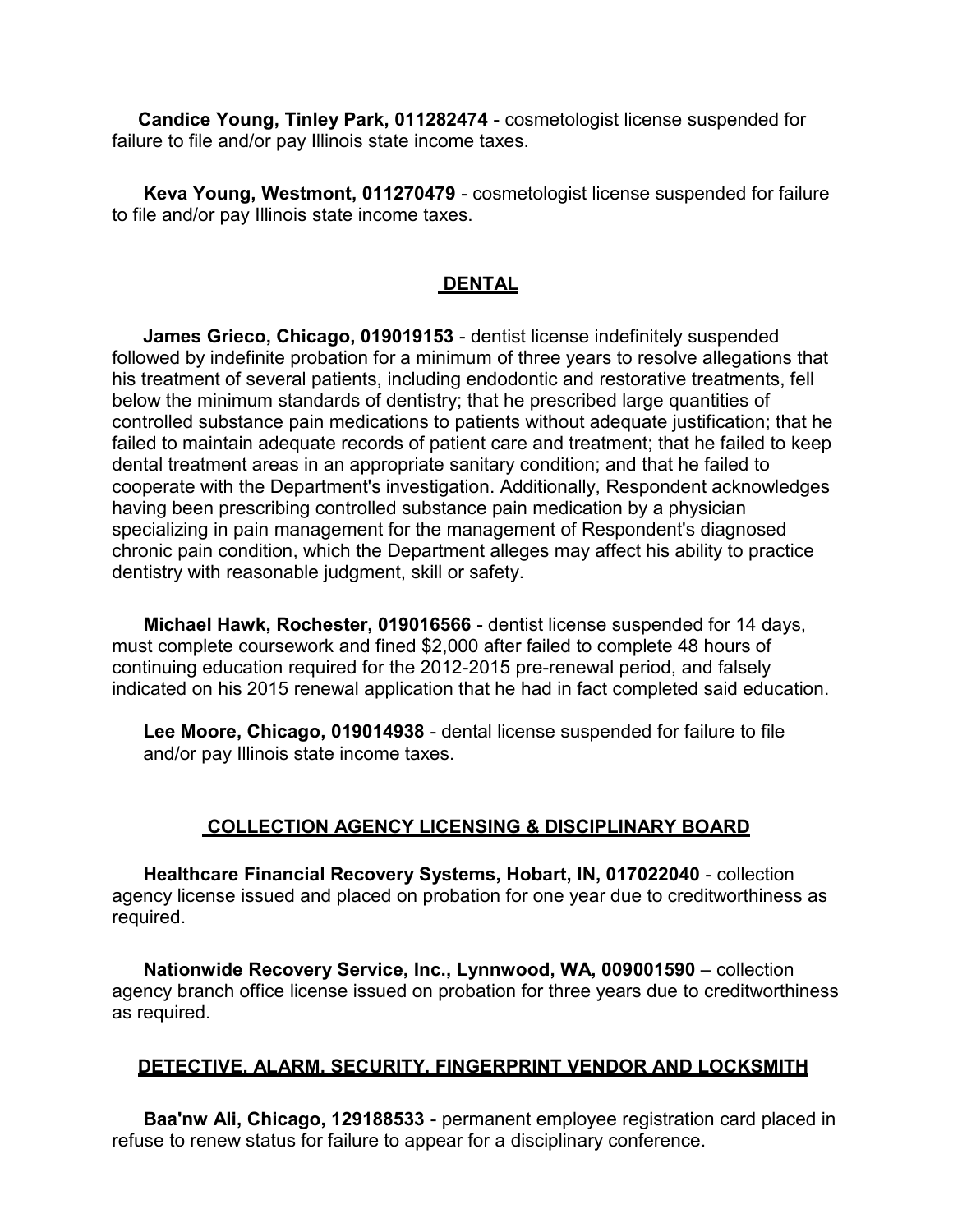**Candice Young, Tinley Park, 011282474** - cosmetologist license suspended for failure to file and/or pay Illinois state income taxes.

**Keva Young, Westmont, 011270479** - cosmetologist license suspended for failure to file and/or pay Illinois state income taxes.

## DENTAL

**James Grieco, Chicago, 019019153** - dentist license indefinitely suspended followed by indefinite probation for a minimum of three years to resolve allegations that his treatment of several patients, including endodontic and restorative treatments, fell below the minimum standards of dentistry; that he prescribed large quantities of controlled substance pain medications to patients without adequate justification; that he failed to maintain adequate records of patient care and treatment; that he failed to keep dental treatment areas in an appropriate sanitary condition; and that he failed to cooperate with the Department's investigation. Additionally, Respondent acknowledges having been prescribing controlled substance pain medication by a physician specializing in pain management for the management of Respondent's diagnosed chronic pain condition, which the Department alleges may affect his ability to practice dentistry with reasonable judgment, skill or safety.

**Michael Hawk, Rochester, 019016566** - dentist license suspended for 14 days, must complete coursework and fined $2,000 after failed to complete 48 hours of continuing education required for the 2012-2015 pre-renewal period, and falsely indicated on his 2015 renewal application that he had in fact completed said education.

**Lee Moore, Chicago, 019014938** - dental license suspended for failure to file and/or pay Illinois state income taxes.

## COLLECTION AGENCY LICENSING & DISCIPLINARY BOARD

**Healthcare Financial Recovery Systems, Hobart, IN, 017022040** - collection agency license issued and placed on probation for one year due to creditworthiness as required.

**Nationwide Recovery Service, Inc., Lynnwood, WA, 009001590** – collection agency branch office license issued on probation for three years due to creditworthiness as required.

## DETECTIVE, ALARM, SECURITY, FINGERPRINT VENDOR AND LOCKSMITH

**Baa'nw Ali, Chicago, 129188533** - permanent employee registration card placed in refuse to renew status for failure to appear for a disciplinary conference.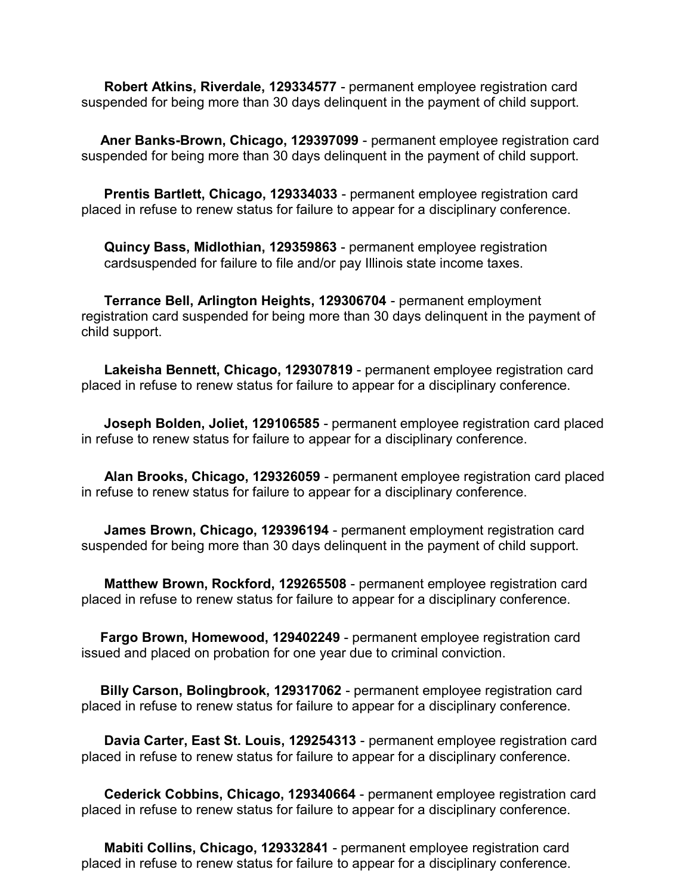**Robert Atkins, Riverdale, 129334577** - permanent employee registration card suspended for being more than 30 days delinquent in the payment of child support.

**Aner Banks-Brown, Chicago, 129397099** - permanent employee registration card suspended for being more than 30 days delinquent in the payment of child support.

**Prentis Bartlett, Chicago, 129334033** - permanent employee registration card placed in refuse to renew status for failure to appear for a disciplinary conference.

**Quincy Bass, Midlothian, 129359863** - permanent employee registration cardsuspended for failure to file and/or pay Illinois state income taxes.

**Terrance Bell, Arlington Heights, 129306704** - permanent employment registration card suspended for being more than 30 days delinquent in the payment of child support.

**Lakeisha Bennett, Chicago, 129307819** - permanent employee registration card placed in refuse to renew status for failure to appear for a disciplinary conference.

**Joseph Bolden, Joliet, 129106585** - permanent employee registration card placed in refuse to renew status for failure to appear for a disciplinary conference.

**Alan Brooks, Chicago, 129326059** - permanent employee registration card placed in refuse to renew status for failure to appear for a disciplinary conference.

**James Brown, Chicago, 129396194** - permanent employment registration card suspended for being more than 30 days delinquent in the payment of child support.

**Matthew Brown, Rockford, 129265508** - permanent employee registration card placed in refuse to renew status for failure to appear for a disciplinary conference.

**Fargo Brown, Homewood, 129402249** - permanent employee registration card issued and placed on probation for one year due to criminal conviction.

**Billy Carson, Bolingbrook, 129317062** - permanent employee registration card placed in refuse to renew status for failure to appear for a disciplinary conference.

**Davia Carter, East St. Louis, 129254313** - permanent employee registration card placed in refuse to renew status for failure to appear for a disciplinary conference.

**Cederick Cobbins, Chicago, 129340664** - permanent employee registration card placed in refuse to renew status for failure to appear for a disciplinary conference.

**Mabiti Collins, Chicago, 129332841** - permanent employee registration card placed in refuse to renew status for failure to appear for a disciplinary conference.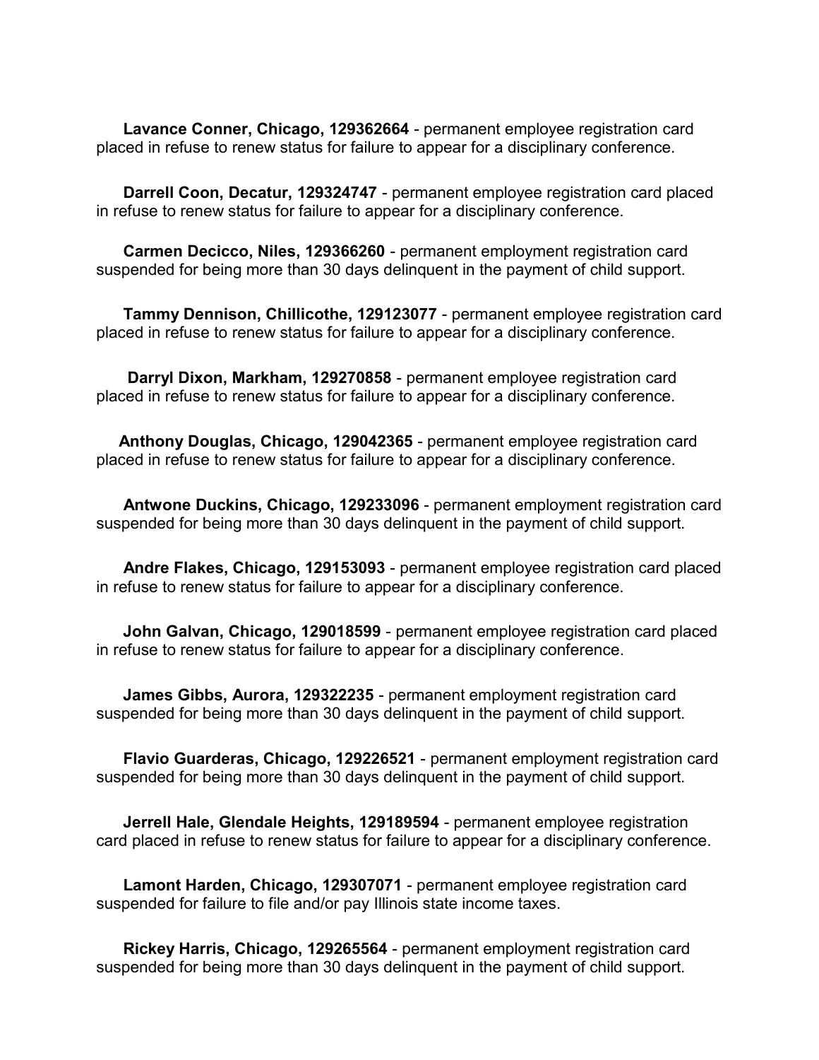**Lavance Conner, Chicago, 129362664** - permanent employee registration card placed in refuse to renew status for failure to appear for a disciplinary conference.

**Darrell Coon, Decatur, 129324747** - permanent employee registration card placed in refuse to renew status for failure to appear for a disciplinary conference.

**Carmen Decicco, Niles, 129366260** - permanent employment registration card suspended for being more than 30 days delinquent in the payment of child support.

**Tammy Dennison, Chillicothe, 129123077** - permanent employee registration card placed in refuse to renew status for failure to appear for a disciplinary conference.

**Darryl Dixon, Markham, 129270858** - permanent employee registration card placed in refuse to renew status for failure to appear for a disciplinary conference.

**Anthony Douglas, Chicago, 129042365** - permanent employee registration card placed in refuse to renew status for failure to appear for a disciplinary conference.

**Antwone Duckins, Chicago, 129233096** - permanent employment registration card suspended for being more than 30 days delinquent in the payment of child support.

**Andre Flakes, Chicago, 129153093** - permanent employee registration card placed in refuse to renew status for failure to appear for a disciplinary conference.

**John Galvan, Chicago, 129018599** - permanent employee registration card placed in refuse to renew status for failure to appear for a disciplinary conference.

**James Gibbs, Aurora, 129322235** - permanent employment registration card suspended for being more than 30 days delinquent in the payment of child support.

**Flavio Guarderas, Chicago, 129226521** - permanent employment registration card suspended for being more than 30 days delinquent in the payment of child support.

**Jerrell Hale, Glendale Heights, 129189594** - permanent employee registration card placed in refuse to renew status for failure to appear for a disciplinary conference.

**Lamont Harden, Chicago, 129307071** - permanent employee registration card suspended for failure to file and/or pay Illinois state income taxes.

**Rickey Harris, Chicago, 129265564** - permanent employment registration card suspended for being more than 30 days delinquent in the payment of child support.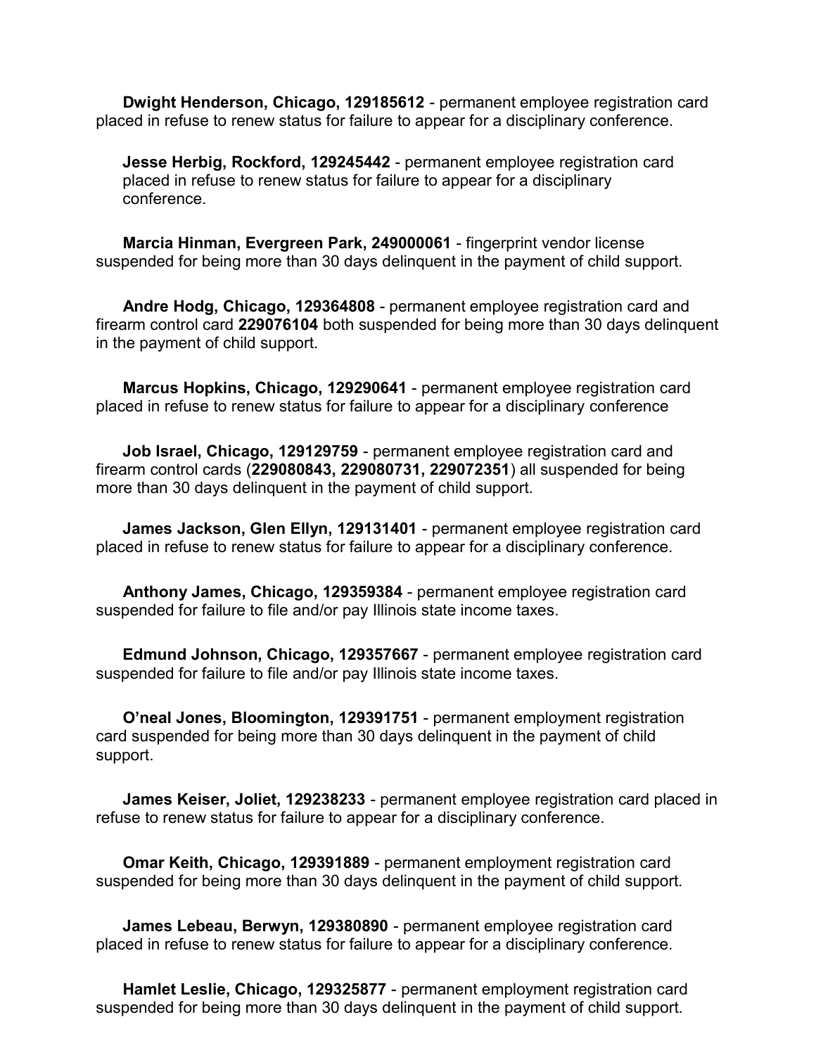**Dwight Henderson, Chicago, 129185612** - permanent employee registration card placed in refuse to renew status for failure to appear for a disciplinary conference.

**Jesse Herbig, Rockford, 129245442** - permanent employee registration card placed in refuse to renew status for failure to appear for a disciplinary conference.

**Marcia Hinman, Evergreen Park, 249000061** - fingerprint vendor license suspended for being more than 30 days delinquent in the payment of child support.

**Andre Hodg, Chicago, 129364808** - permanent employee registration card and firearm control card **229076104** both suspended for being more than 30 days delinquent in the payment of child support.

**Marcus Hopkins, Chicago, 129290641** - permanent employee registration card placed in refuse to renew status for failure to appear for a disciplinary conference

**Job Israel, Chicago, 129129759** - permanent employee registration card and firearm control cards (**229080843, 229080731, 229072351**) all suspended for being more than 30 days delinquent in the payment of child support.

**James Jackson, Glen Ellyn, 129131401** - permanent employee registration card placed in refuse to renew status for failure to appear for a disciplinary conference.

**Anthony James, Chicago, 129359384** - permanent employee registration card suspended for failure to file and/or pay Illinois state income taxes.

**Edmund Johnson, Chicago, 129357667** - permanent employee registration card suspended for failure to file and/or pay Illinois state income taxes.

**O'neal Jones, Bloomington, 129391751** - permanent employment registration card suspended for being more than 30 days delinquent in the payment of child support.

**James Keiser, Joliet, 129238233** - permanent employee registration card placed in refuse to renew status for failure to appear for a disciplinary conference.

**Omar Keith, Chicago, 129391889** - permanent employment registration card suspended for being more than 30 days delinquent in the payment of child support.

**James Lebeau, Berwyn, 129380890** - permanent employee registration card placed in refuse to renew status for failure to appear for a disciplinary conference.

**Hamlet Leslie, Chicago, 129325877** - permanent employment registration card suspended for being more than 30 days delinquent in the payment of child support.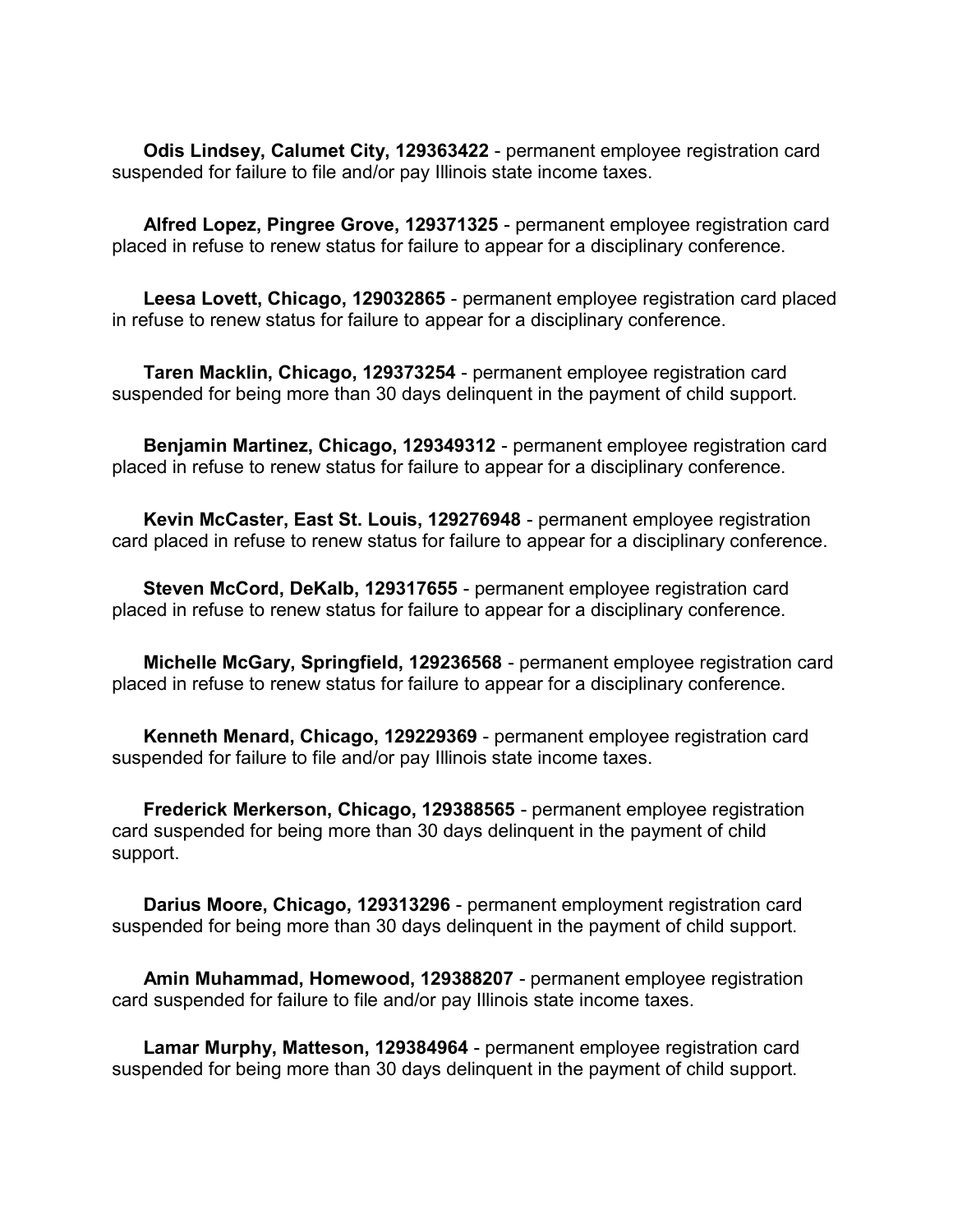**Odis Lindsey, Calumet City, 129363422** - permanent employee registration card suspended for failure to file and/or pay Illinois state income taxes.

**Alfred Lopez, Pingree Grove, 129371325** - permanent employee registration card placed in refuse to renew status for failure to appear for a disciplinary conference.

**Leesa Lovett, Chicago, 129032865** - permanent employee registration card placed in refuse to renew status for failure to appear for a disciplinary conference.

**Taren Macklin, Chicago, 129373254** - permanent employee registration card suspended for being more than 30 days delinquent in the payment of child support.

**Benjamin Martinez, Chicago, 129349312** - permanent employee registration card placed in refuse to renew status for failure to appear for a disciplinary conference.

**Kevin McCaster, East St. Louis, 129276948** - permanent employee registration card placed in refuse to renew status for failure to appear for a disciplinary conference.

**Steven McCord, DeKalb, 129317655** - permanent employee registration card placed in refuse to renew status for failure to appear for a disciplinary conference.

**Michelle McGary, Springfield, 129236568** - permanent employee registration card placed in refuse to renew status for failure to appear for a disciplinary conference.

**Kenneth Menard, Chicago, 129229369** - permanent employee registration card suspended for failure to file and/or pay Illinois state income taxes.

**Frederick Merkerson, Chicago, 129388565** - permanent employee registration card suspended for being more than 30 days delinquent in the payment of child support.

**Darius Moore, Chicago, 129313296** - permanent employment registration card suspended for being more than 30 days delinquent in the payment of child support.

**Amin Muhammad, Homewood, 129388207** - permanent employee registration card suspended for failure to file and/or pay Illinois state income taxes.

**Lamar Murphy, Matteson, 129384964** - permanent employee registration card suspended for being more than 30 days delinquent in the payment of child support.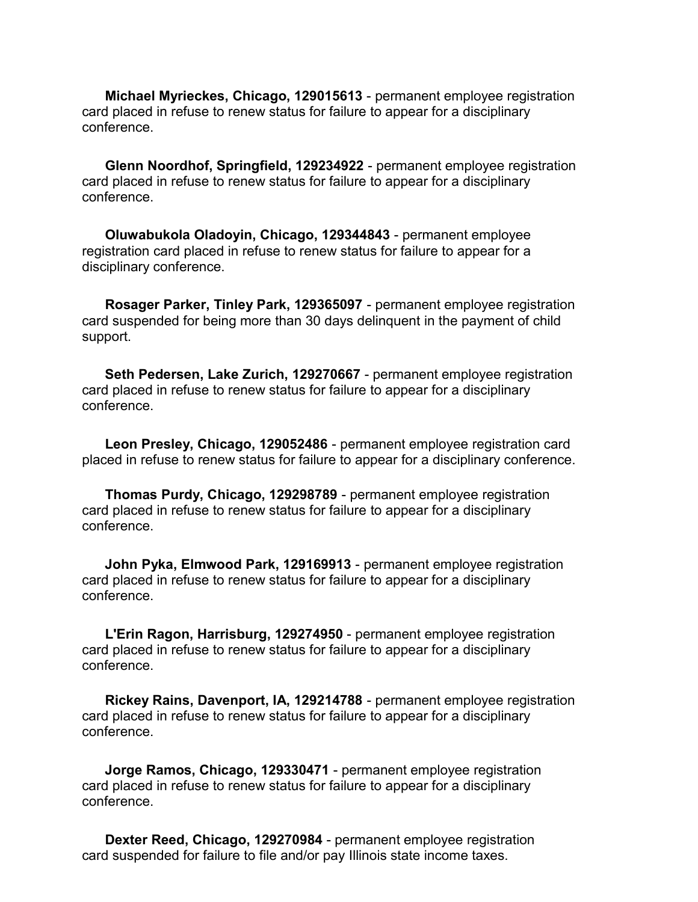**Michael Myrieckes, Chicago, 129015613** - permanent employee registration card placed in refuse to renew status for failure to appear for a disciplinary conference.

**Glenn Noordhof, Springfield, 129234922** - permanent employee registration card placed in refuse to renew status for failure to appear for a disciplinary conference.

**Oluwabukola Oladoyin, Chicago, 129344843** - permanent employee registration card placed in refuse to renew status for failure to appear for a disciplinary conference.

**Rosager Parker, Tinley Park, 129365097** - permanent employee registration card suspended for being more than 30 days delinquent in the payment of child support.

**Seth Pedersen, Lake Zurich, 129270667** - permanent employee registration card placed in refuse to renew status for failure to appear for a disciplinary conference.

**Leon Presley, Chicago, 129052486** - permanent employee registration card placed in refuse to renew status for failure to appear for a disciplinary conference.

**Thomas Purdy, Chicago, 129298789** - permanent employee registration card placed in refuse to renew status for failure to appear for a disciplinary conference.

**John Pyka, Elmwood Park, 129169913** - permanent employee registration card placed in refuse to renew status for failure to appear for a disciplinary conference.

**L'Erin Ragon, Harrisburg, 129274950** - permanent employee registration card placed in refuse to renew status for failure to appear for a disciplinary conference.

**Rickey Rains, Davenport, IA, 129214788** - permanent employee registration card placed in refuse to renew status for failure to appear for a disciplinary conference.

**Jorge Ramos, Chicago, 129330471** - permanent employee registration card placed in refuse to renew status for failure to appear for a disciplinary conference.

**Dexter Reed, Chicago, 129270984** - permanent employee registration card suspended for failure to file and/or pay Illinois state income taxes.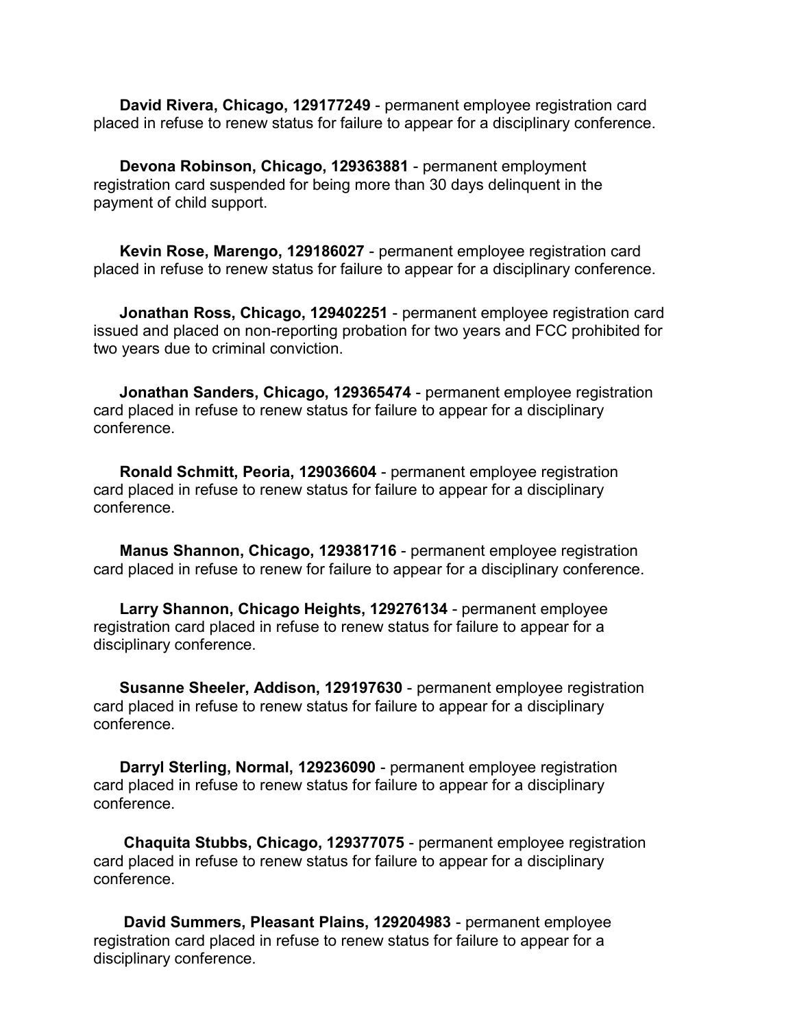**David Rivera, Chicago, 129177249** - permanent employee registration card placed in refuse to renew status for failure to appear for a disciplinary conference.

**Devona Robinson, Chicago, 129363881** - permanent employment registration card suspended for being more than 30 days delinquent in the payment of child support.

**Kevin Rose, Marengo, 129186027** - permanent employee registration card placed in refuse to renew status for failure to appear for a disciplinary conference.

**Jonathan Ross, Chicago, 129402251** - permanent employee registration card issued and placed on non-reporting probation for two years and FCC prohibited for two years due to criminal conviction.

**Jonathan Sanders, Chicago, 129365474** - permanent employee registration card placed in refuse to renew status for failure to appear for a disciplinary conference.

**Ronald Schmitt, Peoria, 129036604** - permanent employee registration card placed in refuse to renew status for failure to appear for a disciplinary conference.

**Manus Shannon, Chicago, 129381716** - permanent employee registration card placed in refuse to renew for failure to appear for a disciplinary conference.

**Larry Shannon, Chicago Heights, 129276134** - permanent employee registration card placed in refuse to renew status for failure to appear for a disciplinary conference.

**Susanne Sheeler, Addison, 129197630** - permanent employee registration card placed in refuse to renew status for failure to appear for a disciplinary conference.

**Darryl Sterling, Normal, 129236090** - permanent employee registration card placed in refuse to renew status for failure to appear for a disciplinary conference.

**Chaquita Stubbs, Chicago, 129377075** - permanent employee registration card placed in refuse to renew status for failure to appear for a disciplinary conference.

**David Summers, Pleasant Plains, 129204983** - permanent employee registration card placed in refuse to renew status for failure to appear for a disciplinary conference.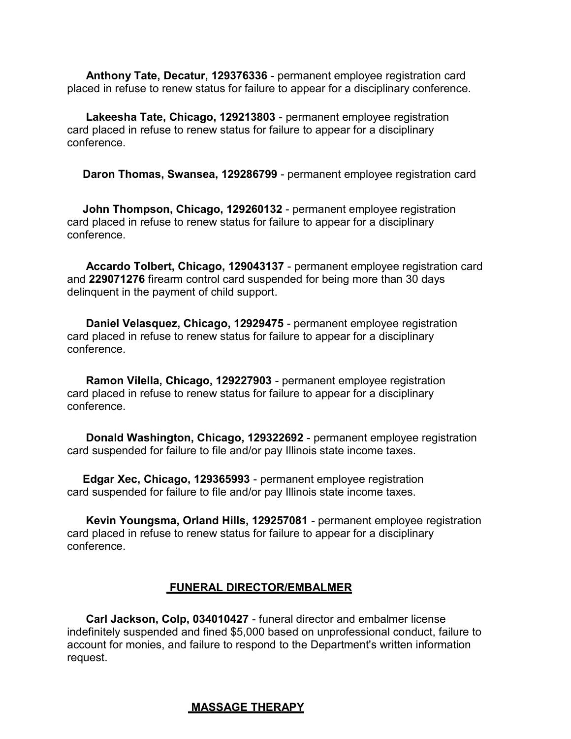**Anthony Tate, Decatur, 129376336** - permanent employee registration card placed in refuse to renew status for failure to appear for a disciplinary conference.

**Lakeesha Tate, Chicago, 129213803** - permanent employee registration card placed in refuse to renew status for failure to appear for a disciplinary conference.

**Daron Thomas, Swansea, 129286799** - permanent employee registration card

**John Thompson, Chicago, 129260132** - permanent employee registration card placed in refuse to renew status for failure to appear for a disciplinary conference.

**Accardo Tolbert, Chicago, 129043137** - permanent employee registration card and **229071276** firearm control card suspended for being more than 30 days delinquent in the payment of child support.

**Daniel Velasquez, Chicago, 12929475** - permanent employee registration card placed in refuse to renew status for failure to appear for a disciplinary conference.

**Ramon Vilella, Chicago, 129227903** - permanent employee registration card placed in refuse to renew status for failure to appear for a disciplinary conference.

**Donald Washington, Chicago, 129322692** - permanent employee registration card suspended for failure to file and/or pay Illinois state income taxes.

**Edgar Xec, Chicago, 129365993** - permanent employee registration card suspended for failure to file and/or pay Illinois state income taxes.

**Kevin Youngsma, Orland Hills, 129257081** - permanent employee registration card placed in refuse to renew status for failure to appear for a disciplinary conference.

## FUNERAL DIRECTOR/EMBALMER

**Carl Jackson, Colp, 034010427** - funeral director and embalmer license indefinitely suspended and fined $5,000 based on unprofessional conduct, failure to account for monies, and failure to respond to the Department's written information request.

## MASSAGE THERAPY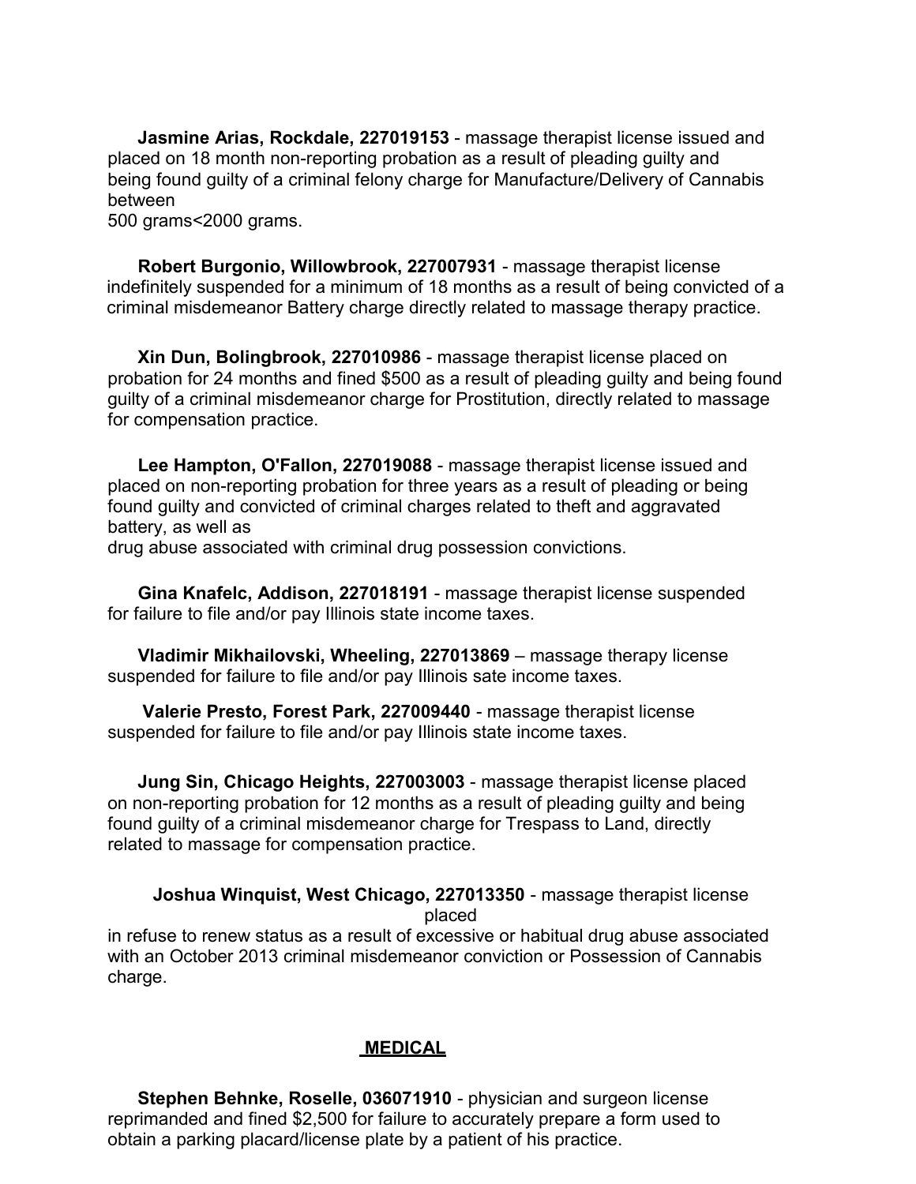**Jasmine Arias, Rockdale, 227019153** - massage therapist license issued and placed on 18 month non-reporting probation as a result of pleading guilty and being found guilty of a criminal felony charge for Manufacture/Delivery of Cannabis between 500 grams<2000 grams.

**Robert Burgonio, Willowbrook, 227007931** - massage therapist license indefinitely suspended for a minimum of 18 months as a result of being convicted of a criminal misdemeanor Battery charge directly related to massage therapy practice.

**Xin Dun, Bolingbrook, 227010986** - massage therapist license placed on probation for 24 months and fined $500 as a result of pleading guilty and being found guilty of a criminal misdemeanor charge for Prostitution, directly related to massage for compensation practice.

**Lee Hampton, O'Fallon, 227019088** - massage therapist license issued and placed on non-reporting probation for three years as a result of pleading or being found guilty and convicted of criminal charges related to theft and aggravated battery, as well as drug abuse associated with criminal drug possession convictions.

**Gina Knafelc, Addison, 227018191** - massage therapist license suspended for failure to file and/or pay Illinois state income taxes.

**Vladimir Mikhailovski, Wheeling, 227013869** – massage therapy license suspended for failure to file and/or pay Illinois sate income taxes.

**Valerie Presto, Forest Park, 227009440** - massage therapist license suspended for failure to file and/or pay Illinois state income taxes.

**Jung Sin, Chicago Heights, 227003003** - massage therapist license placed on non-reporting probation for 12 months as a result of pleading guilty and being found guilty of a criminal misdemeanor charge for Trespass to Land, directly related to massage for compensation practice.

**Joshua Winquist, West Chicago, 227013350** - massage therapist license placed in refuse to renew status as a result of excessive or habitual drug abuse associated with an October 2013 criminal misdemeanor conviction or Possession of Cannabis charge.

## MEDICAL

**Stephen Behnke, Roselle, 036071910** - physician and surgeon license reprimanded and fined $2,500 for failure to accurately prepare a form used to obtain a parking placard/license plate by a patient of his practice.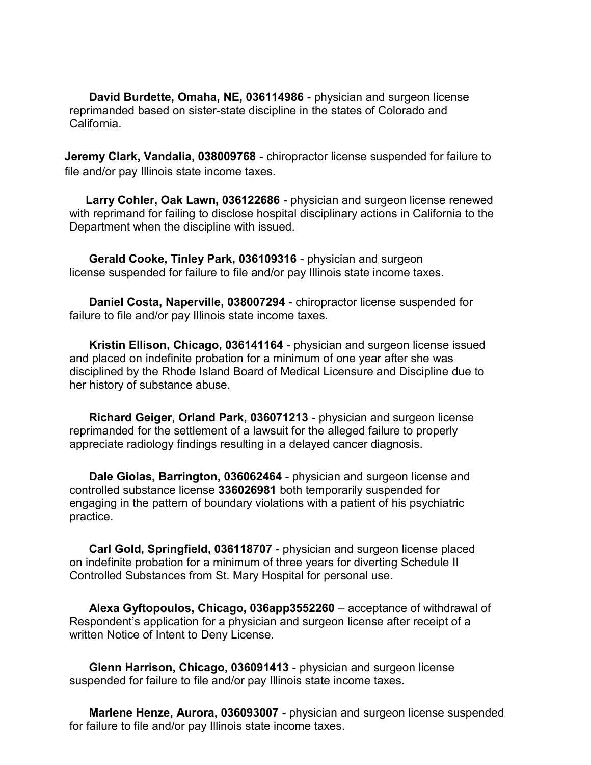**David Burdette, Omaha, NE, 036114986** - physician and surgeon license reprimanded based on sister-state discipline in the states of Colorado and California.

**Jeremy Clark, Vandalia, 038009768** - chiropractor license suspended for failure to file and/or pay Illinois state income taxes.

**Larry Cohler, Oak Lawn, 036122686** - physician and surgeon license renewed with reprimand for failing to disclose hospital disciplinary actions in California to the Department when the discipline with issued.

**Gerald Cooke, Tinley Park, 036109316** - physician and surgeon license suspended for failure to file and/or pay Illinois state income taxes.

**Daniel Costa, Naperville, 038007294** - chiropractor license suspended for failure to file and/or pay Illinois state income taxes.

**Kristin Ellison, Chicago, 036141164** - physician and surgeon license issued and placed on indefinite probation for a minimum of one year after she was disciplined by the Rhode Island Board of Medical Licensure and Discipline due to her history of substance abuse.

**Richard Geiger, Orland Park, 036071213** - physician and surgeon license reprimanded for the settlement of a lawsuit for the alleged failure to properly appreciate radiology findings resulting in a delayed cancer diagnosis.

**Dale Giolas, Barrington, 036062464** - physician and surgeon license and controlled substance license **336026981** both temporarily suspended for engaging in the pattern of boundary violations with a patient of his psychiatric practice.

**Carl Gold, Springfield, 036118707** - physician and surgeon license placed on indefinite probation for a minimum of three years for diverting Schedule II Controlled Substances from St. Mary Hospital for personal use.

**Alexa Gyftopoulos, Chicago, 036app3552260** – acceptance of withdrawal of Respondent's application for a physician and surgeon license after receipt of a written Notice of Intent to Deny License.

**Glenn Harrison, Chicago, 036091413** - physician and surgeon license suspended for failure to file and/or pay Illinois state income taxes.

**Marlene Henze, Aurora, 036093007** - physician and surgeon license suspended for failure to file and/or pay Illinois state income taxes.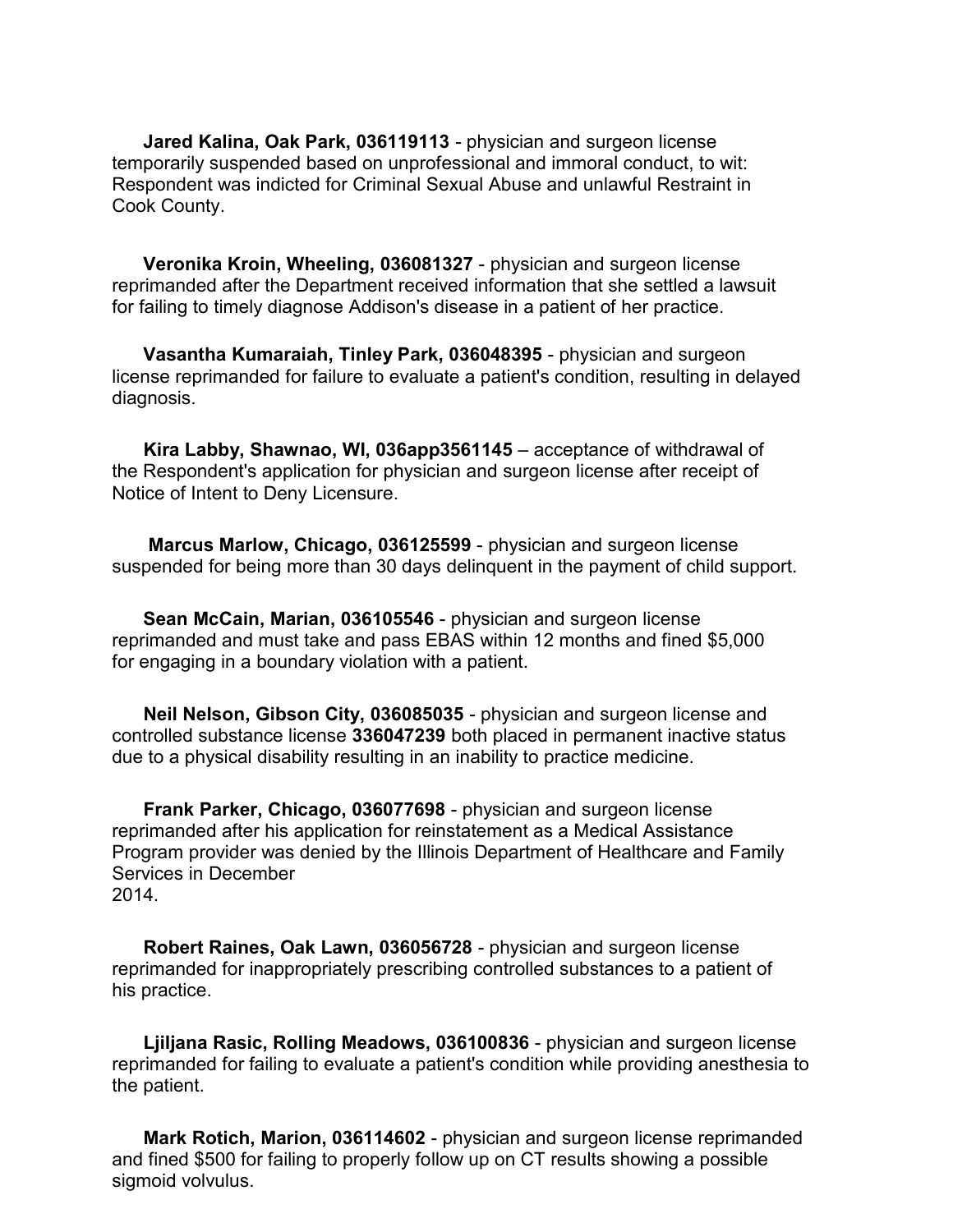**Jared Kalina, Oak Park, 036119113** - physician and surgeon license temporarily suspended based on unprofessional and immoral conduct, to wit: Respondent was indicted for Criminal Sexual Abuse and unlawful Restraint in Cook County.

**Veronika Kroin, Wheeling, 036081327** - physician and surgeon license reprimanded after the Department received information that she settled a lawsuit for failing to timely diagnose Addison's disease in a patient of her practice.

**Vasantha Kumaraiah, Tinley Park, 036048395** - physician and surgeon license reprimanded for failure to evaluate a patient's condition, resulting in delayed diagnosis.

**Kira Labby, Shawnao, WI, 036app3561145** – acceptance of withdrawal of the Respondent's application for physician and surgeon license after receipt of Notice of Intent to Deny Licensure.

**Marcus Marlow, Chicago, 036125599** - physician and surgeon license suspended for being more than 30 days delinquent in the payment of child support.

**Sean McCain, Marian, 036105546** - physician and surgeon license reprimanded and must take and pass EBAS within 12 months and fined $5,000 for engaging in a boundary violation with a patient.

**Neil Nelson, Gibson City, 036085035** - physician and surgeon license and controlled substance license **336047239** both placed in permanent inactive status due to a physical disability resulting in an inability to practice medicine.

**Frank Parker, Chicago, 036077698** - physician and surgeon license reprimanded after his application for reinstatement as a Medical Assistance Program provider was denied by the Illinois Department of Healthcare and Family Services in December 2014.

**Robert Raines, Oak Lawn, 036056728** - physician and surgeon license reprimanded for inappropriately prescribing controlled substances to a patient of his practice.

**Ljiljana Rasic, Rolling Meadows, 036100836** - physician and surgeon license reprimanded for failing to evaluate a patient's condition while providing anesthesia to the patient.

**Mark Rotich, Marion, 036114602** - physician and surgeon license reprimanded and fined $500 for failing to properly follow up on CT results showing a possible sigmoid volvulus.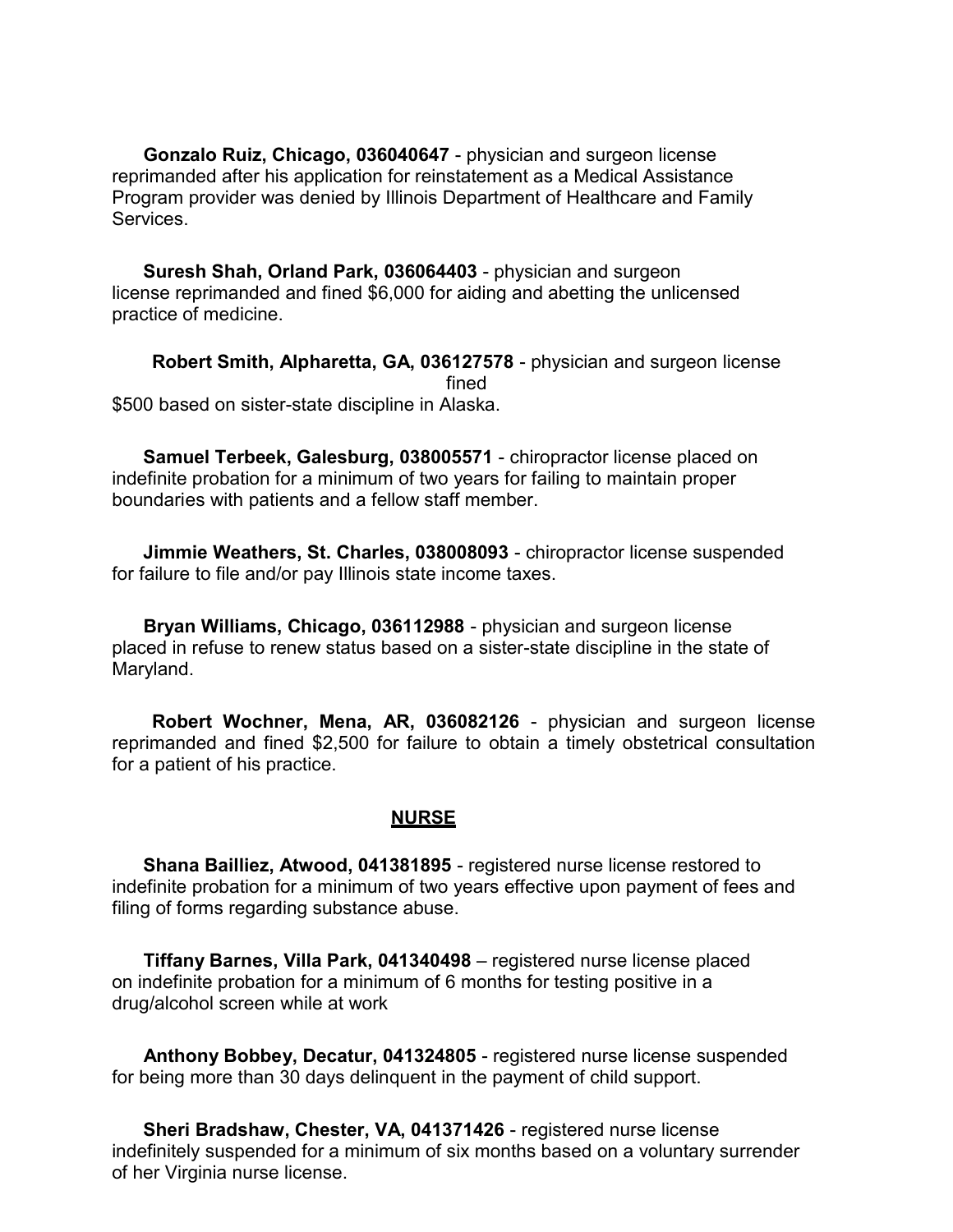**Gonzalo Ruiz, Chicago, 036040647** - physician and surgeon license reprimanded after his application for reinstatement as a Medical Assistance Program provider was denied by Illinois Department of Healthcare and Family Services.

**Suresh Shah, Orland Park, 036064403** - physician and surgeon license reprimanded and fined $6,000 for aiding and abetting the unlicensed practice of medicine.

**Robert Smith, Alpharetta, GA, 036127578** - physician and surgeon license fined $500 based on sister-state discipline in Alaska.

**Samuel Terbeek, Galesburg, 038005571** - chiropractor license placed on indefinite probation for a minimum of two years for failing to maintain proper boundaries with patients and a fellow staff member.

**Jimmie Weathers, St. Charles, 038008093** - chiropractor license suspended for failure to file and/or pay Illinois state income taxes.

**Bryan Williams, Chicago, 036112988** - physician and surgeon license placed in refuse to renew status based on a sister-state discipline in the state of Maryland.

**Robert Wochner, Mena, AR, 036082126** - physician and surgeon license reprimanded and fined $2,500 for failure to obtain a timely obstetrical consultation for a patient of his practice.

## NURSE

**Shana Bailliez, Atwood, 041381895** - registered nurse license restored to indefinite probation for a minimum of two years effective upon payment of fees and filing of forms regarding substance abuse.

**Tiffany Barnes, Villa Park, 041340498** – registered nurse license placed on indefinite probation for a minimum of 6 months for testing positive in a drug/alcohol screen while at work

**Anthony Bobbey, Decatur, 041324805** - registered nurse license suspended for being more than 30 days delinquent in the payment of child support.

**Sheri Bradshaw, Chester, VA, 041371426** - registered nurse license indefinitely suspended for a minimum of six months based on a voluntary surrender of her Virginia nurse license.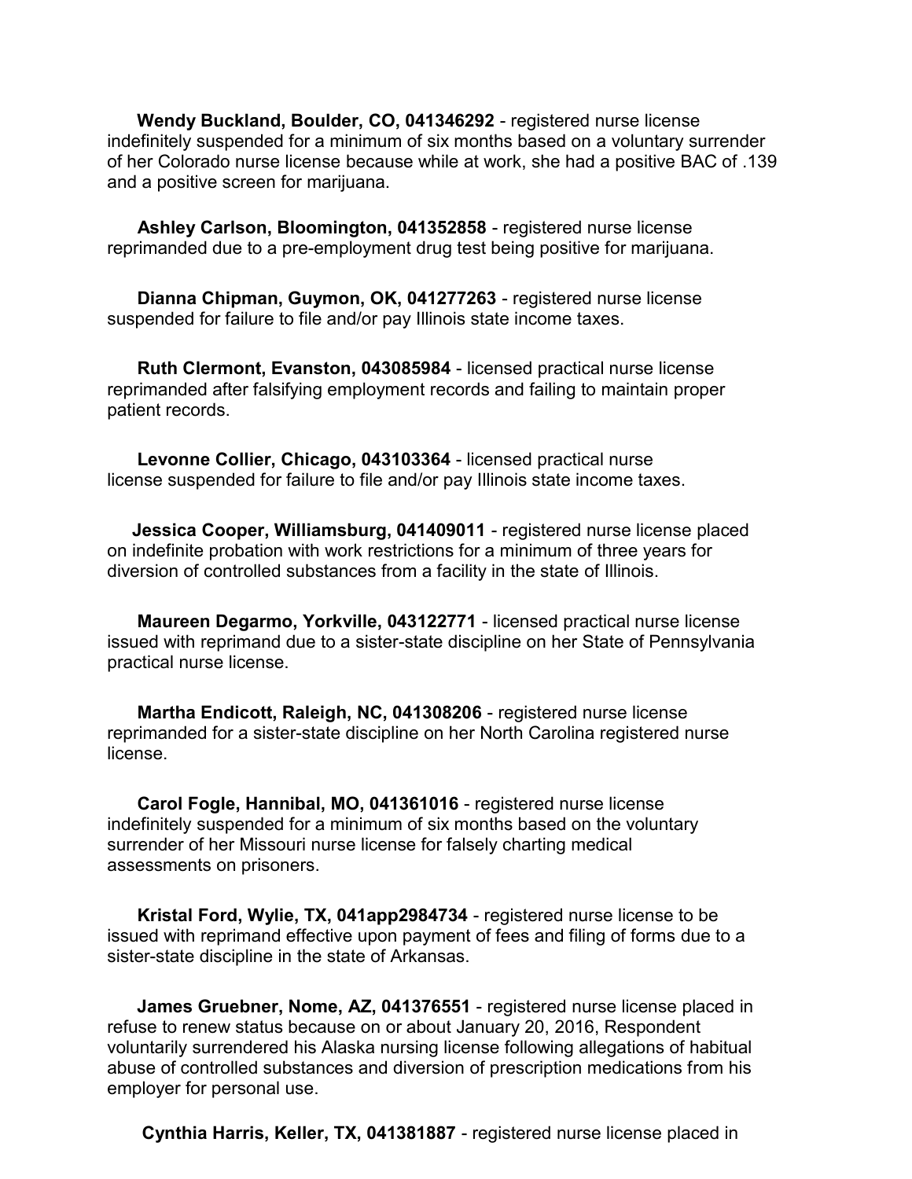**Wendy Buckland, Boulder, CO, 041346292** - registered nurse license indefinitely suspended for a minimum of six months based on a voluntary surrender of her Colorado nurse license because while at work, she had a positive BAC of .139 and a positive screen for marijuana.

**Ashley Carlson, Bloomington, 041352858** - registered nurse license reprimanded due to a pre-employment drug test being positive for marijuana.

**Dianna Chipman, Guymon, OK, 041277263** - registered nurse license suspended for failure to file and/or pay Illinois state income taxes.

**Ruth Clermont, Evanston, 043085984** - licensed practical nurse license reprimanded after falsifying employment records and failing to maintain proper patient records.

**Levonne Collier, Chicago, 043103364** - licensed practical nurse license suspended for failure to file and/or pay Illinois state income taxes.

**Jessica Cooper, Williamsburg, 041409011** - registered nurse license placed on indefinite probation with work restrictions for a minimum of three years for diversion of controlled substances from a facility in the state of Illinois.

**Maureen Degarmo, Yorkville, 043122771** - licensed practical nurse license issued with reprimand due to a sister-state discipline on her State of Pennsylvania practical nurse license.

**Martha Endicott, Raleigh, NC, 041308206** - registered nurse license reprimanded for a sister-state discipline on her North Carolina registered nurse license.

**Carol Fogle, Hannibal, MO, 041361016** - registered nurse license indefinitely suspended for a minimum of six months based on the voluntary surrender of her Missouri nurse license for falsely charting medical assessments on prisoners.

**Kristal Ford, Wylie, TX, 041app2984734** - registered nurse license to be issued with reprimand effective upon payment of fees and filing of forms due to a sister-state discipline in the state of Arkansas.

**James Gruebner, Nome, AZ, 041376551** - registered nurse license placed in refuse to renew status because on or about January 20, 2016, Respondent voluntarily surrendered his Alaska nursing license following allegations of habitual abuse of controlled substances and diversion of prescription medications from his employer for personal use.

**Cynthia Harris, Keller, TX, 041381887** - registered nurse license placed in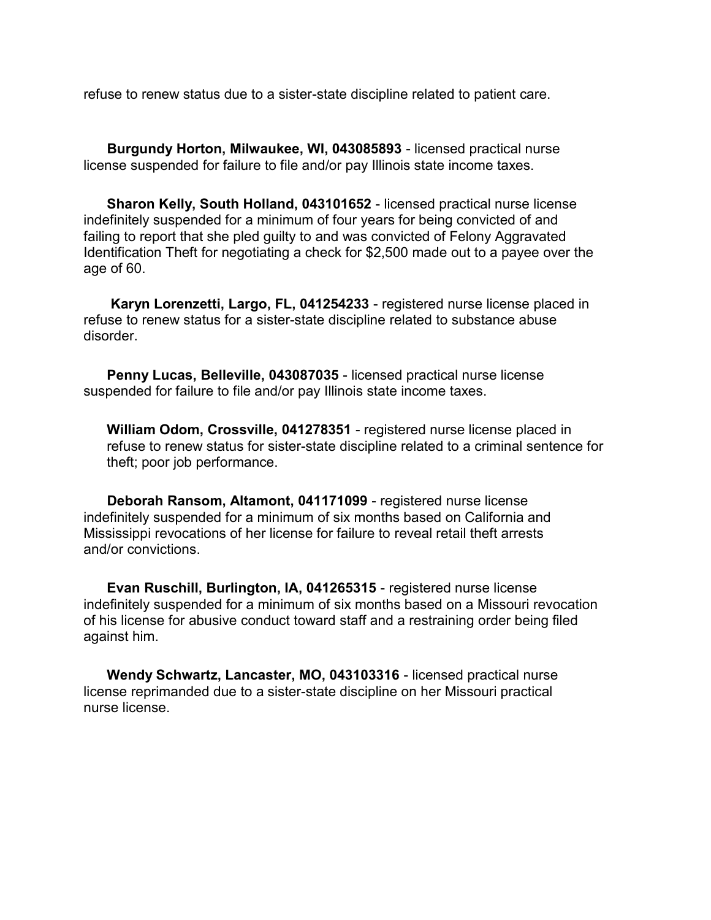refuse to renew status due to a sister-state discipline related to patient care.

**Burgundy Horton, Milwaukee, WI, 043085893** - licensed practical nurse license suspended for failure to file and/or pay Illinois state income taxes.

**Sharon Kelly, South Holland, 043101652** - licensed practical nurse license indefinitely suspended for a minimum of four years for being convicted of and failing to report that she pled guilty to and was convicted of Felony Aggravated Identification Theft for negotiating a check for $2,500 made out to a payee over the age of 60.

**Karyn Lorenzetti, Largo, FL, 041254233** - registered nurse license placed in refuse to renew status for a sister-state discipline related to substance abuse disorder.

**Penny Lucas, Belleville, 043087035** - licensed practical nurse license suspended for failure to file and/or pay Illinois state income taxes.

**William Odom, Crossville, 041278351** - registered nurse license placed in refuse to renew status for sister-state discipline related to a criminal sentence for theft; poor job performance.

**Deborah Ransom, Altamont, 041171099** - registered nurse license indefinitely suspended for a minimum of six months based on California and Mississippi revocations of her license for failure to reveal retail theft arrests and/or convictions.

**Evan Ruschill, Burlington, IA, 041265315** - registered nurse license indefinitely suspended for a minimum of six months based on a Missouri revocation of his license for abusive conduct toward staff and a restraining order being filed against him.

**Wendy Schwartz, Lancaster, MO, 043103316** - licensed practical nurse license reprimanded due to a sister-state discipline on her Missouri practical nurse license.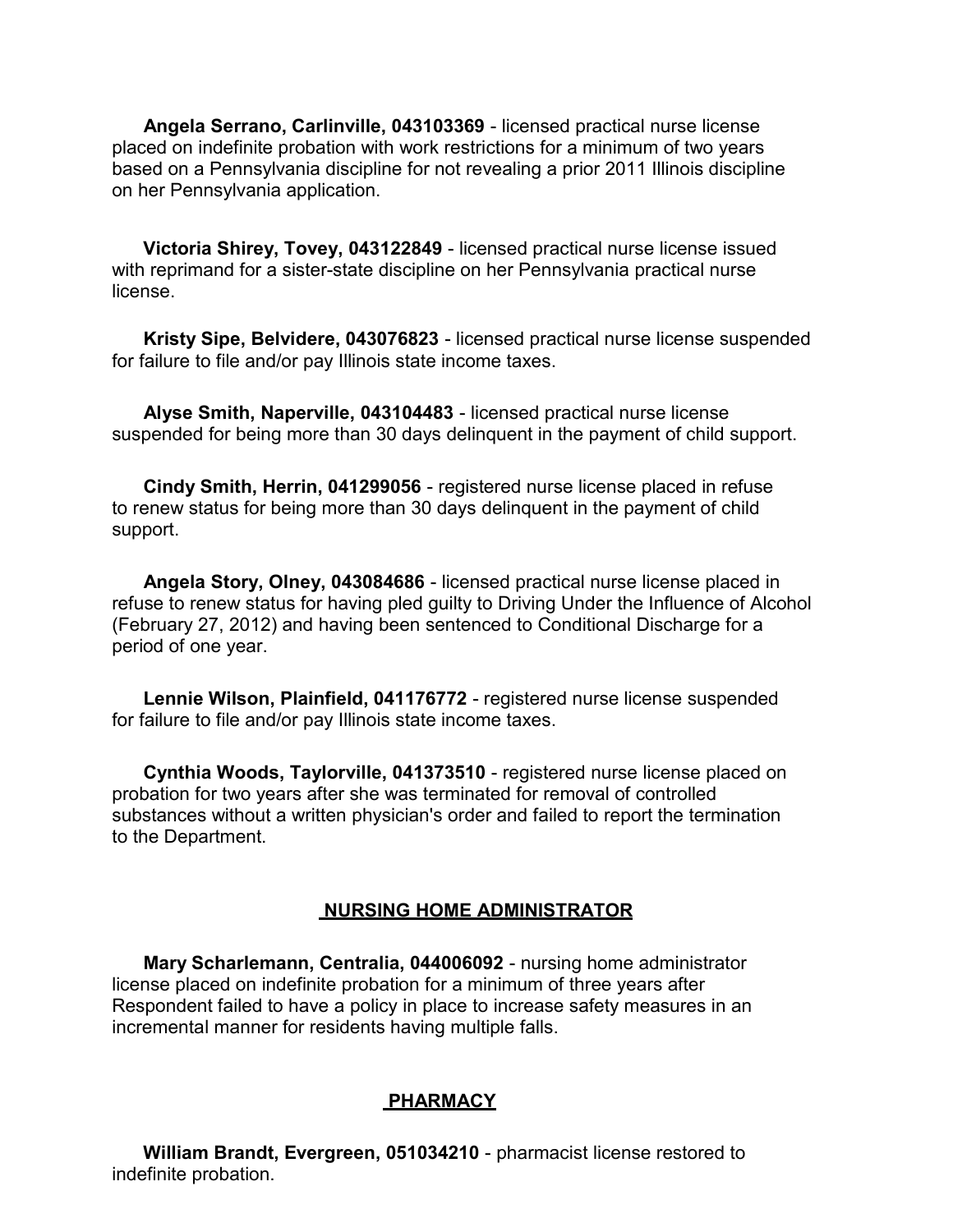**Angela Serrano, Carlinville, 043103369** - licensed practical nurse license placed on indefinite probation with work restrictions for a minimum of two years based on a Pennsylvania discipline for not revealing a prior 2011 Illinois discipline on her Pennsylvania application.

**Victoria Shirey, Tovey, 043122849** - licensed practical nurse license issued with reprimand for a sister-state discipline on her Pennsylvania practical nurse license.

**Kristy Sipe, Belvidere, 043076823** - licensed practical nurse license suspended for failure to file and/or pay Illinois state income taxes.

**Alyse Smith, Naperville, 043104483** - licensed practical nurse license suspended for being more than 30 days delinquent in the payment of child support.

**Cindy Smith, Herrin, 041299056** - registered nurse license placed in refuse to renew status for being more than 30 days delinquent in the payment of child support.

**Angela Story, Olney, 043084686** - licensed practical nurse license placed in refuse to renew status for having pled guilty to Driving Under the Influence of Alcohol (February 27, 2012) and having been sentenced to Conditional Discharge for a period of one year.

**Lennie Wilson, Plainfield, 041176772** - registered nurse license suspended for failure to file and/or pay Illinois state income taxes.

**Cynthia Woods, Taylorville, 041373510** - registered nurse license placed on probation for two years after she was terminated for removal of controlled substances without a written physician's order and failed to report the termination to the Department.

## NURSING HOME ADMINISTRATOR

**Mary Scharlemann, Centralia, 044006092** - nursing home administrator license placed on indefinite probation for a minimum of three years after Respondent failed to have a policy in place to increase safety measures in an incremental manner for residents having multiple falls.

## PHARMACY

**William Brandt, Evergreen, 051034210** - pharmacist license restored to indefinite probation.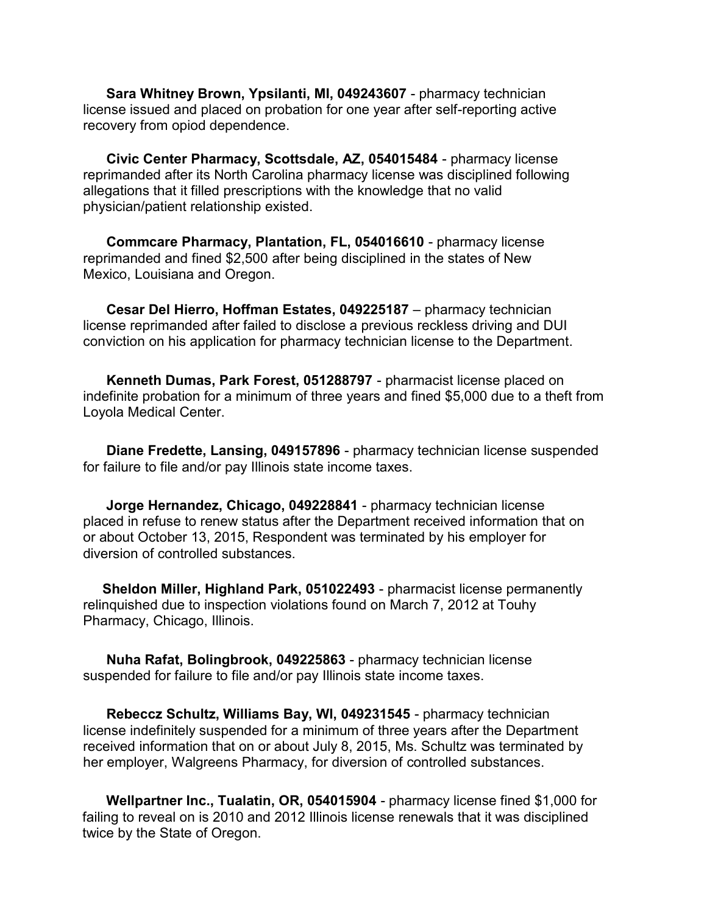**Sara Whitney Brown, Ypsilanti, MI, 049243607** - pharmacy technician license issued and placed on probation for one year after self-reporting active recovery from opiod dependence.

**Civic Center Pharmacy, Scottsdale, AZ, 054015484** - pharmacy license reprimanded after its North Carolina pharmacy license was disciplined following allegations that it filled prescriptions with the knowledge that no valid physician/patient relationship existed.

**Commcare Pharmacy, Plantation, FL, 054016610** - pharmacy license reprimanded and fined $2,500 after being disciplined in the states of New Mexico, Louisiana and Oregon.

**Cesar Del Hierro, Hoffman Estates, 049225187** – pharmacy technician license reprimanded after failed to disclose a previous reckless driving and DUI conviction on his application for pharmacy technician license to the Department.

**Kenneth Dumas, Park Forest, 051288797** - pharmacist license placed on indefinite probation for a minimum of three years and fined $5,000 due to a theft from Loyola Medical Center.

**Diane Fredette, Lansing, 049157896** - pharmacy technician license suspended for failure to file and/or pay Illinois state income taxes.

**Jorge Hernandez, Chicago, 049228841** - pharmacy technician license placed in refuse to renew status after the Department received information that on or about October 13, 2015, Respondent was terminated by his employer for diversion of controlled substances.

**Sheldon Miller, Highland Park, 051022493** - pharmacist license permanently relinquished due to inspection violations found on March 7, 2012 at Touhy Pharmacy, Chicago, Illinois.

**Nuha Rafat, Bolingbrook, 049225863** - pharmacy technician license suspended for failure to file and/or pay Illinois state income taxes.

**Rebeccz Schultz, Williams Bay, WI, 049231545** - pharmacy technician license indefinitely suspended for a minimum of three years after the Department received information that on or about July 8, 2015, Ms. Schultz was terminated by her employer, Walgreens Pharmacy, for diversion of controlled substances.

**Wellpartner Inc., Tualatin, OR, 054015904** - pharmacy license fined $1,000 for failing to reveal on is 2010 and 2012 Illinois license renewals that it was disciplined twice by the State of Oregon.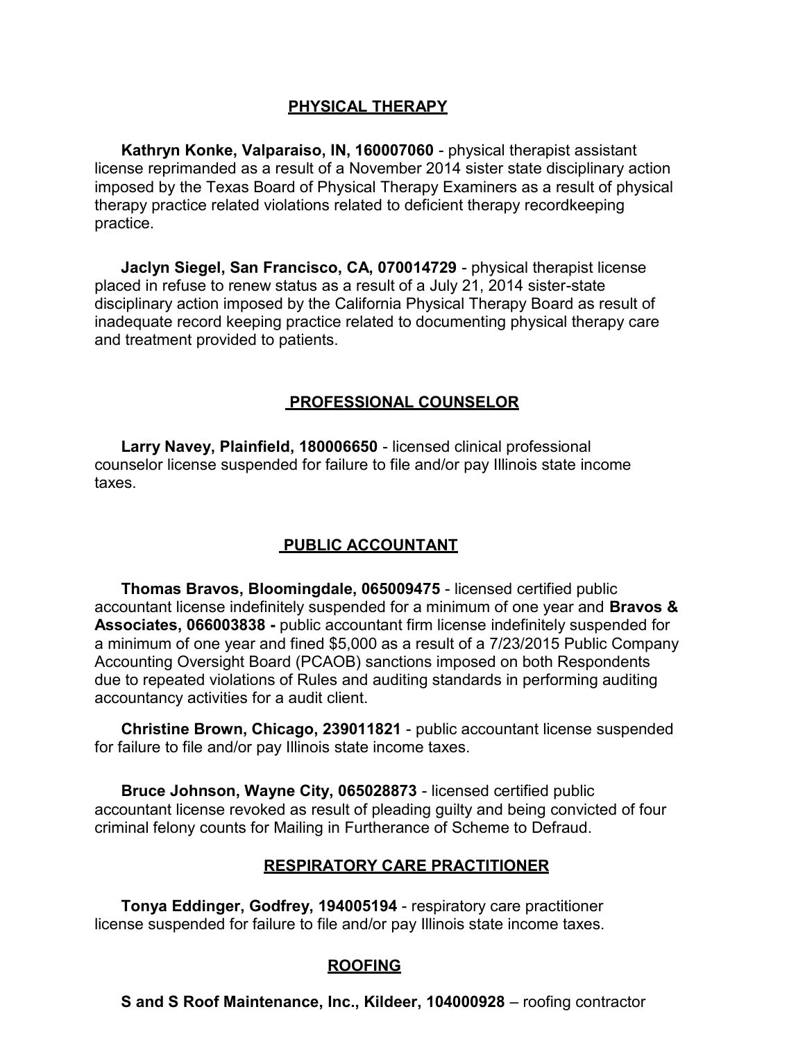## PHYSICAL THERAPY

**Kathryn Konke, Valparaiso, IN, 160007060** - physical therapist assistant license reprimanded as a result of a November 2014 sister state disciplinary action imposed by the Texas Board of Physical Therapy Examiners as a result of physical therapy practice related violations related to deficient therapy recordkeeping practice.

**Jaclyn Siegel, San Francisco, CA, 070014729** - physical therapist license placed in refuse to renew status as a result of a July 21, 2014 sister-state disciplinary action imposed by the California Physical Therapy Board as result of inadequate record keeping practice related to documenting physical therapy care and treatment provided to patients.

## PROFESSIONAL COUNSELOR

**Larry Navey, Plainfield, 180006650** - licensed clinical professional counselor license suspended for failure to file and/or pay Illinois state income taxes.

## PUBLIC ACCOUNTANT

**Thomas Bravos, Bloomingdale, 065009475** - licensed certified public accountant license indefinitely suspended for a minimum of one year and **Bravos & Associates, 066003838 -** public accountant firm license indefinitely suspended for a minimum of one year and fined $5,000 as a result of a 7/23/2015 Public Company Accounting Oversight Board (PCAOB) sanctions imposed on both Respondents due to repeated violations of Rules and auditing standards in performing auditing accountancy activities for a audit client.

**Christine Brown, Chicago, 239011821** - public accountant license suspended for failure to file and/or pay Illinois state income taxes.

**Bruce Johnson, Wayne City, 065028873** - licensed certified public accountant license revoked as result of pleading guilty and being convicted of four criminal felony counts for Mailing in Furtherance of Scheme to Defraud.

## RESPIRATORY CARE PRACTITIONER

**Tonya Eddinger, Godfrey, 194005194** - respiratory care practitioner license suspended for failure to file and/or pay Illinois state income taxes.

## ROOFING

**S and S Roof Maintenance, Inc., Kildeer, 104000928** – roofing contractor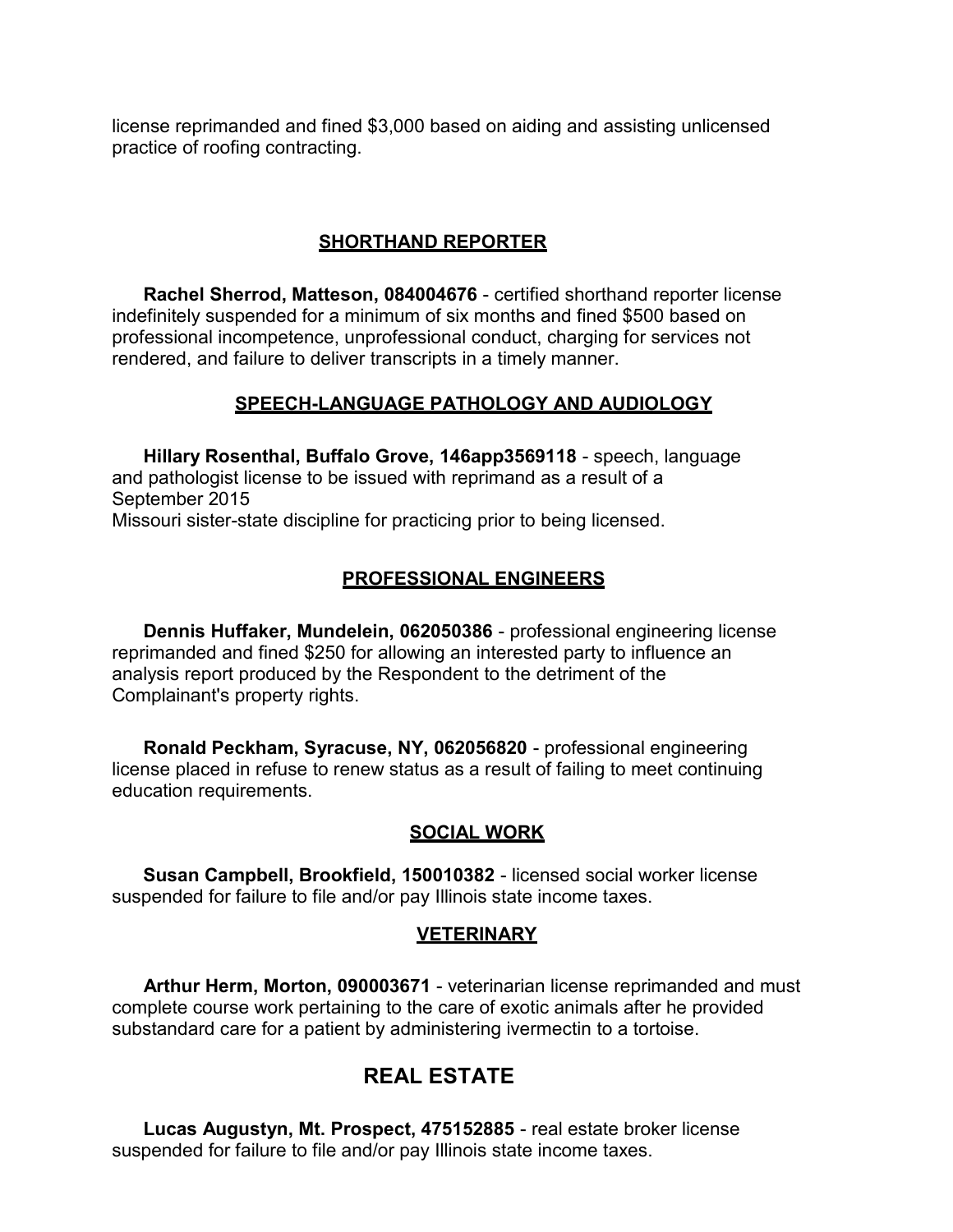license reprimanded and fined $3,000 based on aiding and assisting unlicensed practice of roofing contracting.

### SHORTHAND REPORTER

**Rachel Sherrod, Matteson, 084004676** - certified shorthand reporter license indefinitely suspended for a minimum of six months and fined $500 based on professional incompetence, unprofessional conduct, charging for services not rendered, and failure to deliver transcripts in a timely manner.

### SPEECH-LANGUAGE PATHOLOGY AND AUDIOLOGY

**Hillary Rosenthal, Buffalo Grove, 146app3569118** - speech, language and pathologist license to be issued with reprimand as a result of a September 2015
Missouri sister-state discipline for practicing prior to being licensed.

### PROFESSIONAL ENGINEERS

**Dennis Huffaker, Mundelein, 062050386** - professional engineering license reprimanded and fined $250 for allowing an interested party to influence an analysis report produced by the Respondent to the detriment of the Complainant's property rights.

**Ronald Peckham, Syracuse, NY, 062056820** - professional engineering license placed in refuse to renew status as a result of failing to meet continuing education requirements.

### SOCIAL WORK

**Susan Campbell, Brookfield, 150010382** - licensed social worker license suspended for failure to file and/or pay Illinois state income taxes.

### VETERINARY

**Arthur Herm, Morton, 090003671** - veterinarian license reprimanded and must complete course work pertaining to the care of exotic animals after he provided substandard care for a patient by administering ivermectin to a tortoise.

## REAL ESTATE

**Lucas Augustyn, Mt. Prospect, 475152885** - real estate broker license suspended for failure to file and/or pay Illinois state income taxes.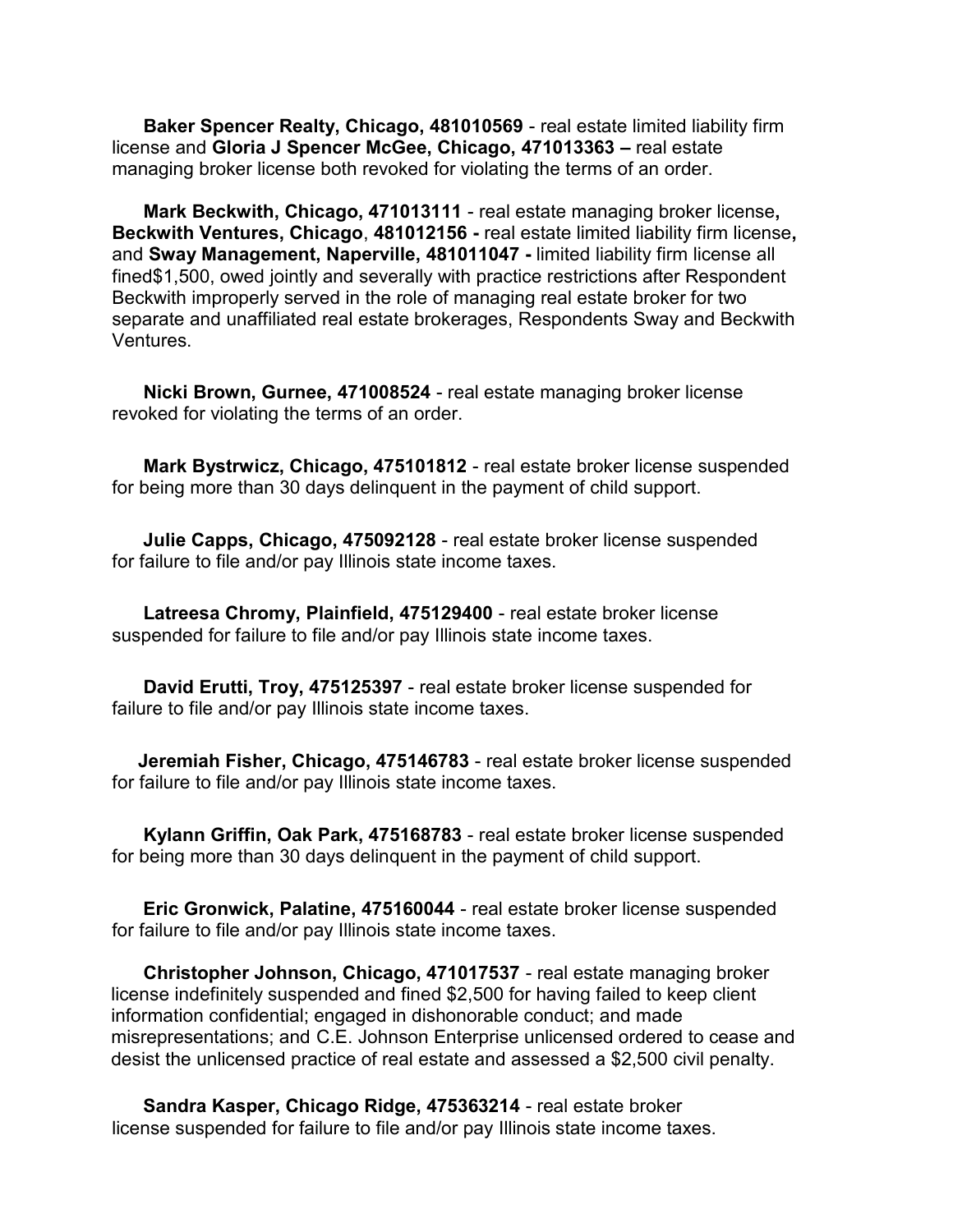**Baker Spencer Realty, Chicago, 481010569** - real estate limited liability firm license and **Gloria J Spencer McGee, Chicago, 471013363 –** real estate managing broker license both revoked for violating the terms of an order.

**Mark Beckwith, Chicago, 471013111** - real estate managing broker license**, Beckwith Ventures, Chicago**, **481012156 -** real estate limited liability firm license**,** and **Sway Management, Naperville, 481011047 -** limited liability firm license all fined$1,500, owed jointly and severally with practice restrictions after Respondent Beckwith improperly served in the role of managing real estate broker for two separate and unaffiliated real estate brokerages, Respondents Sway and Beckwith Ventures.

**Nicki Brown, Gurnee, 471008524** - real estate managing broker license revoked for violating the terms of an order.

**Mark Bystrwicz, Chicago, 475101812** - real estate broker license suspended for being more than 30 days delinquent in the payment of child support.

**Julie Capps, Chicago, 475092128** - real estate broker license suspended for failure to file and/or pay Illinois state income taxes.

**Latreesa Chromy, Plainfield, 475129400** - real estate broker license suspended for failure to file and/or pay Illinois state income taxes.

**David Erutti, Troy, 475125397** - real estate broker license suspended for failure to file and/or pay Illinois state income taxes.

**Jeremiah Fisher, Chicago, 475146783** - real estate broker license suspended for failure to file and/or pay Illinois state income taxes.

**Kylann Griffin, Oak Park, 475168783** - real estate broker license suspended for being more than 30 days delinquent in the payment of child support.

**Eric Gronwick, Palatine, 475160044** - real estate broker license suspended for failure to file and/or pay Illinois state income taxes.

**Christopher Johnson, Chicago, 471017537** - real estate managing broker license indefinitely suspended and fined $2,500 for having failed to keep client information confidential; engaged in dishonorable conduct; and made misrepresentations; and C.E. Johnson Enterprise unlicensed ordered to cease and desist the unlicensed practice of real estate and assessed a $2,500 civil penalty.

**Sandra Kasper, Chicago Ridge, 475363214** - real estate broker license suspended for failure to file and/or pay Illinois state income taxes.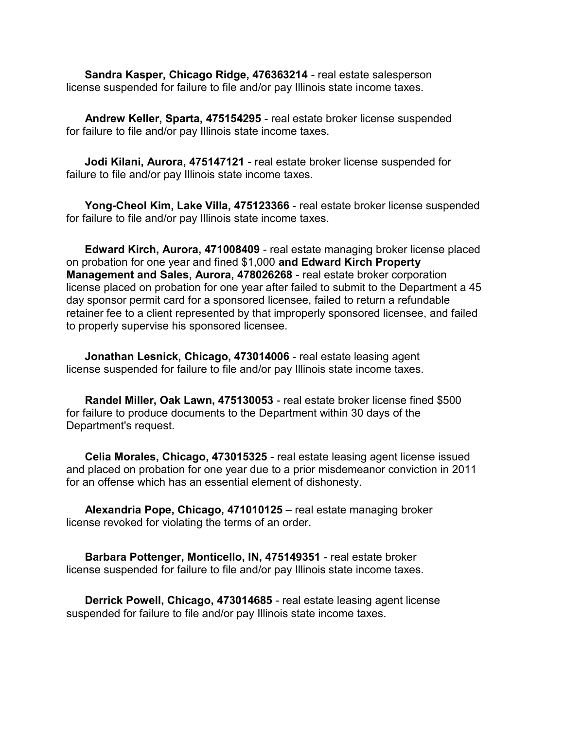**Sandra Kasper, Chicago Ridge, 476363214** - real estate salesperson license suspended for failure to file and/or pay Illinois state income taxes.

**Andrew Keller, Sparta, 475154295** - real estate broker license suspended for failure to file and/or pay Illinois state income taxes.

**Jodi Kilani, Aurora, 475147121** - real estate broker license suspended for failure to file and/or pay Illinois state income taxes.

**Yong-Cheol Kim, Lake Villa, 475123366** - real estate broker license suspended for failure to file and/or pay Illinois state income taxes.

**Edward Kirch, Aurora, 471008409** - real estate managing broker license placed on probation for one year and fined $1,000 **and Edward Kirch Property Management and Sales, Aurora, 478026268** - real estate broker corporation license placed on probation for one year after failed to submit to the Department a 45 day sponsor permit card for a sponsored licensee, failed to return a refundable retainer fee to a client represented by that improperly sponsored licensee, and failed to properly supervise his sponsored licensee.

**Jonathan Lesnick, Chicago, 473014006** - real estate leasing agent license suspended for failure to file and/or pay Illinois state income taxes.

**Randel Miller, Oak Lawn, 475130053** - real estate broker license fined $500 for failure to produce documents to the Department within 30 days of the Department's request.

**Celia Morales, Chicago, 473015325** - real estate leasing agent license issued and placed on probation for one year due to a prior misdemeanor conviction in 2011 for an offense which has an essential element of dishonesty.

**Alexandria Pope, Chicago, 471010125** – real estate managing broker license revoked for violating the terms of an order.

**Barbara Pottenger, Monticello, IN, 475149351** - real estate broker license suspended for failure to file and/or pay Illinois state income taxes.

**Derrick Powell, Chicago, 473014685** - real estate leasing agent license suspended for failure to file and/or pay Illinois state income taxes.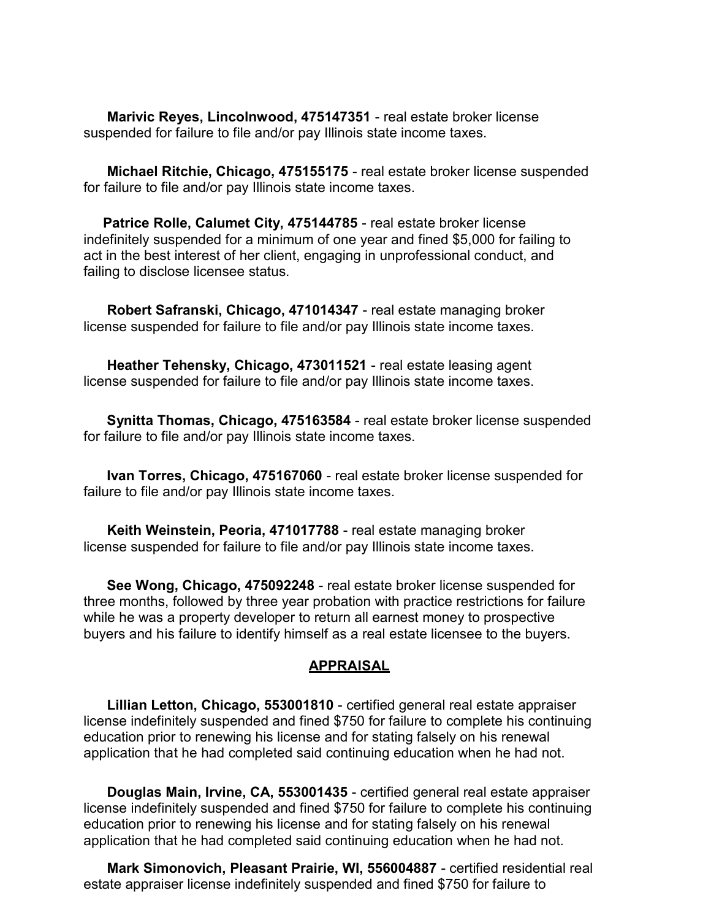**Marivic Reyes, Lincolnwood, 475147351** - real estate broker license suspended for failure to file and/or pay Illinois state income taxes.

**Michael Ritchie, Chicago, 475155175** - real estate broker license suspended for failure to file and/or pay Illinois state income taxes.

**Patrice Rolle, Calumet City, 475144785** - real estate broker license indefinitely suspended for a minimum of one year and fined $5,000 for failing to act in the best interest of her client, engaging in unprofessional conduct, and failing to disclose licensee status.

**Robert Safranski, Chicago, 471014347** - real estate managing broker license suspended for failure to file and/or pay Illinois state income taxes.

**Heather Tehensky, Chicago, 473011521** - real estate leasing agent license suspended for failure to file and/or pay Illinois state income taxes.

**Synitta Thomas, Chicago, 475163584** - real estate broker license suspended for failure to file and/or pay Illinois state income taxes.

**Ivan Torres, Chicago, 475167060** - real estate broker license suspended for failure to file and/or pay Illinois state income taxes.

**Keith Weinstein, Peoria, 471017788** - real estate managing broker license suspended for failure to file and/or pay Illinois state income taxes.

**See Wong, Chicago, 475092248** - real estate broker license suspended for three months, followed by three year probation with practice restrictions for failure while he was a property developer to return all earnest money to prospective buyers and his failure to identify himself as a real estate licensee to the buyers.

## APPRAISAL

**Lillian Letton, Chicago, 553001810** - certified general real estate appraiser license indefinitely suspended and fined $750 for failure to complete his continuing education prior to renewing his license and for stating falsely on his renewal application that he had completed said continuing education when he had not.

**Douglas Main, Irvine, CA, 553001435** - certified general real estate appraiser license indefinitely suspended and fined $750 for failure to complete his continuing education prior to renewing his license and for stating falsely on his renewal application that he had completed said continuing education when he had not.

**Mark Simonovich, Pleasant Prairie, WI, 556004887** - certified residential real estate appraiser license indefinitely suspended and fined $750 for failure to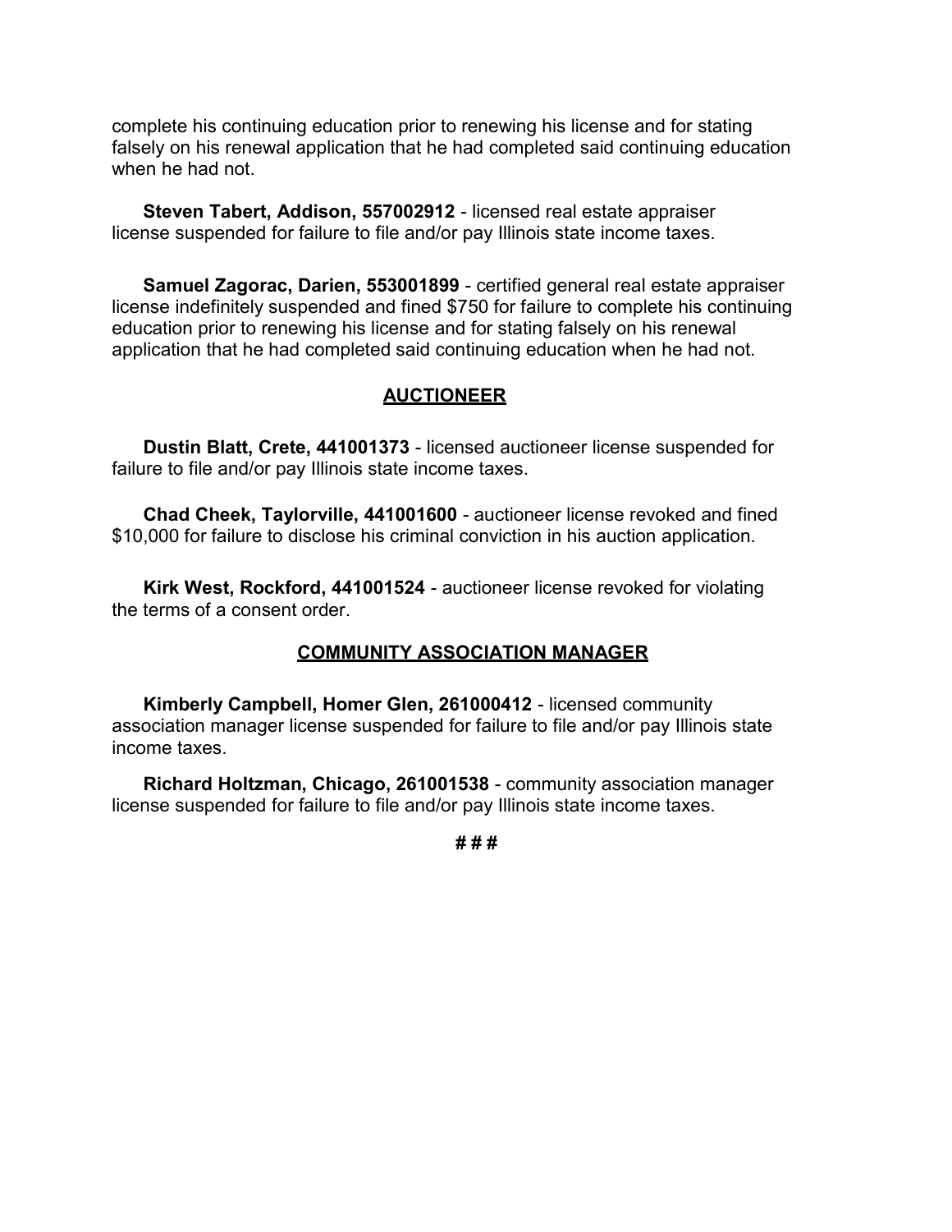complete his continuing education prior to renewing his license and for stating falsely on his renewal application that he had completed said continuing education when he had not.

**Steven Tabert, Addison, 557002912** - licensed real estate appraiser license suspended for failure to file and/or pay Illinois state income taxes.

**Samuel Zagorac, Darien, 553001899** - certified general real estate appraiser license indefinitely suspended and fined $750 for failure to complete his continuing education prior to renewing his license and for stating falsely on his renewal application that he had completed said continuing education when he had not.

## AUCTIONEER

**Dustin Blatt, Crete, 441001373** - licensed auctioneer license suspended for failure to file and/or pay Illinois state income taxes.

**Chad Cheek, Taylorville, 441001600** - auctioneer license revoked and fined $10,000 for failure to disclose his criminal conviction in his auction application.

**Kirk West, Rockford, 441001524** - auctioneer license revoked for violating the terms of a consent order.

## COMMUNITY ASSOCIATION MANAGER

**Kimberly Campbell, Homer Glen, 261000412** - licensed community association manager license suspended for failure to file and/or pay Illinois state income taxes.

**Richard Holtzman, Chicago, 261001538** - community association manager license suspended for failure to file and/or pay Illinois state income taxes.

**# # #**